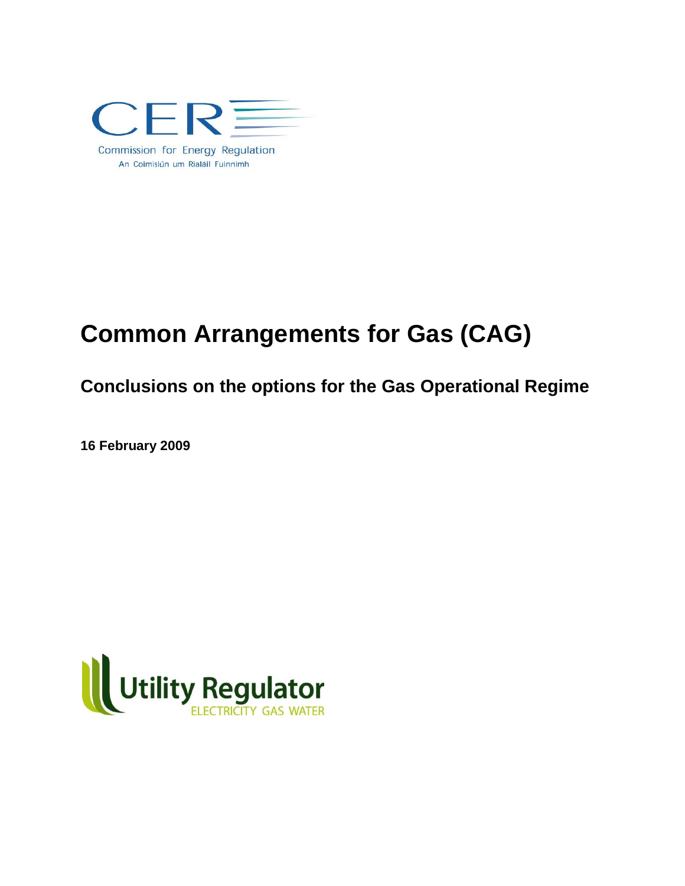CER

Commission for Energy Regulation

An Coimisiún um Rialáil Fuinnimh

# Common Arrangements for Gas (CAG)

## Conclusions on the options for the Gas Operational Regime

**16 February 2009**

Utility Regulator

ELECTRICITY GAS WATER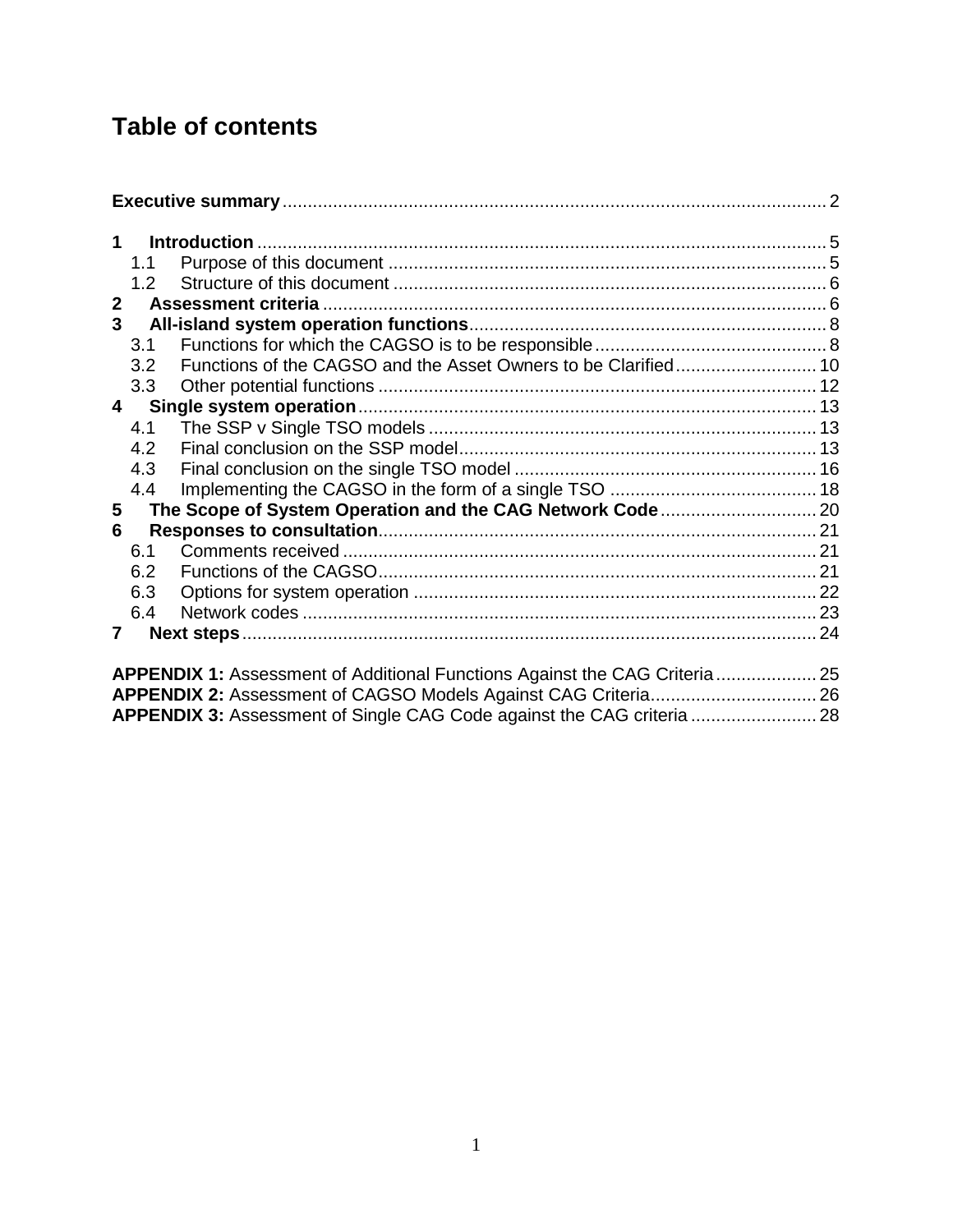# Table of contents

**Executive summary** ........................................................................................................ 2

**1 Introduction** ............................................................................................................... 5
- 1.1 Purpose of this document ....................................................................................... 5
- 1.2 Structure of this document ..................................................................................... 6

**2 Assessment criteria** .................................................................................................... 6

**3 All-island system operation functions** ....................................................................... 8
- 3.1 Functions for which the CAGSO is to be responsible .............................................. 8
- 3.2 Functions of the CAGSO and the Asset Owners to be Clarified ............................ 10
- 3.3 Other potential functions ....................................................................................... 12

**4 Single system operation** ............................................................................................ 13
- 4.1 The SSP v Single TSO models .............................................................................. 13
- 4.2 Final conclusion on the SSP model ....................................................................... 13
- 4.3 Final conclusion on the single TSO model ............................................................ 16
- 4.4 Implementing the CAGSO in the form of a single TSO ......................................... 18

**5 The Scope of System Operation and the CAG Network Code** .................................. 20

**6 Responses to consultation** ........................................................................................ 21
- 6.1 Comments received ............................................................................................... 21
- 6.2 Functions of the CAGSO ....................................................................................... 21
- 6.3 Options for system operation ................................................................................. 22
- 6.4 Network codes ....................................................................................................... 23

**7 Next steps** .................................................................................................................. 24

**APPENDIX 1:** Assessment of Additional Functions Against the CAG Criteria .................... 25

**APPENDIX 2:** Assessment of CAGSO Models Against CAG Criteria ................................. 26

**APPENDIX 3:** Assessment of Single CAG Code against the CAG criteria ......................... 28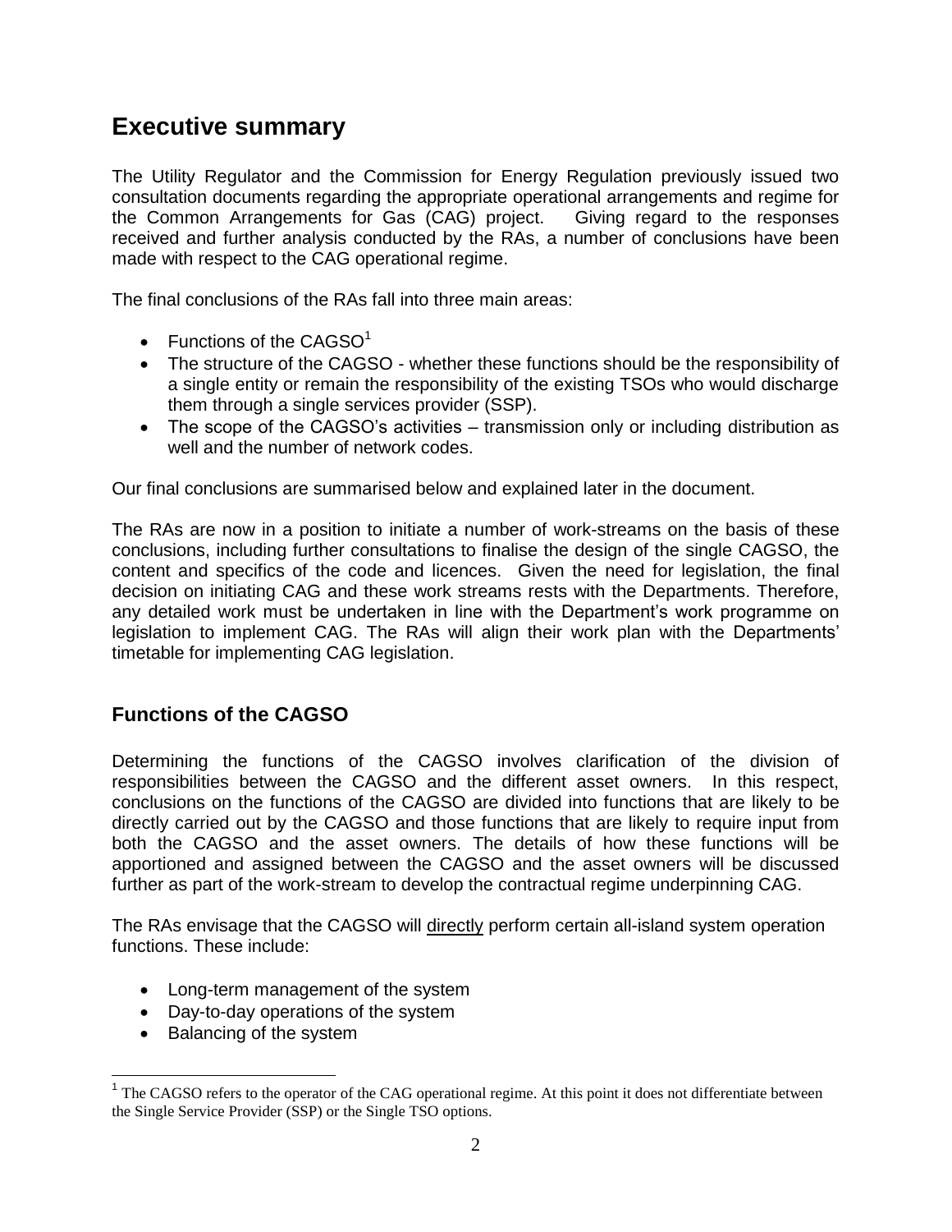# Executive summary

The Utility Regulator and the Commission for Energy Regulation previously issued two consultation documents regarding the appropriate operational arrangements and regime for the Common Arrangements for Gas (CAG) project. Giving regard to the responses received and further analysis conducted by the RAs, a number of conclusions have been made with respect to the CAG operational regime.

The final conclusions of the RAs fall into three main areas:

- Functions of the CAGSO[1]
- The structure of the CAGSO - whether these functions should be the responsibility of a single entity or remain the responsibility of the existing TSOs who would discharge them through a single services provider (SSP).
- The scope of the CAGSO's activities – transmission only or including distribution as well and the number of network codes.

Our final conclusions are summarised below and explained later in the document.

The RAs are now in a position to initiate a number of work-streams on the basis of these conclusions, including further consultations to finalise the design of the single CAGSO, the content and specifics of the code and licences. Given the need for legislation, the final decision on initiating CAG and these work streams rests with the Departments. Therefore, any detailed work must be undertaken in line with the Department's work programme on legislation to implement CAG. The RAs will align their work plan with the Departments' timetable for implementing CAG legislation.

## Functions of the CAGSO

Determining the functions of the CAGSO involves clarification of the division of responsibilities between the CAGSO and the different asset owners. In this respect, conclusions on the functions of the CAGSO are divided into functions that are likely to be directly carried out by the CAGSO and those functions that are likely to require input from both the CAGSO and the asset owners. The details of how these functions will be apportioned and assigned between the CAGSO and the asset owners will be discussed further as part of the work-stream to develop the contractual regime underpinning CAG.

The RAs envisage that the CAGSO will directly perform certain all-island system operation functions. These include:

- Long-term management of the system
- Day-to-day operations of the system
- Balancing of the system

[1] The CAGSO refers to the operator of the CAG operational regime. At this point it does not differentiate between the Single Service Provider (SSP) or the Single TSO options.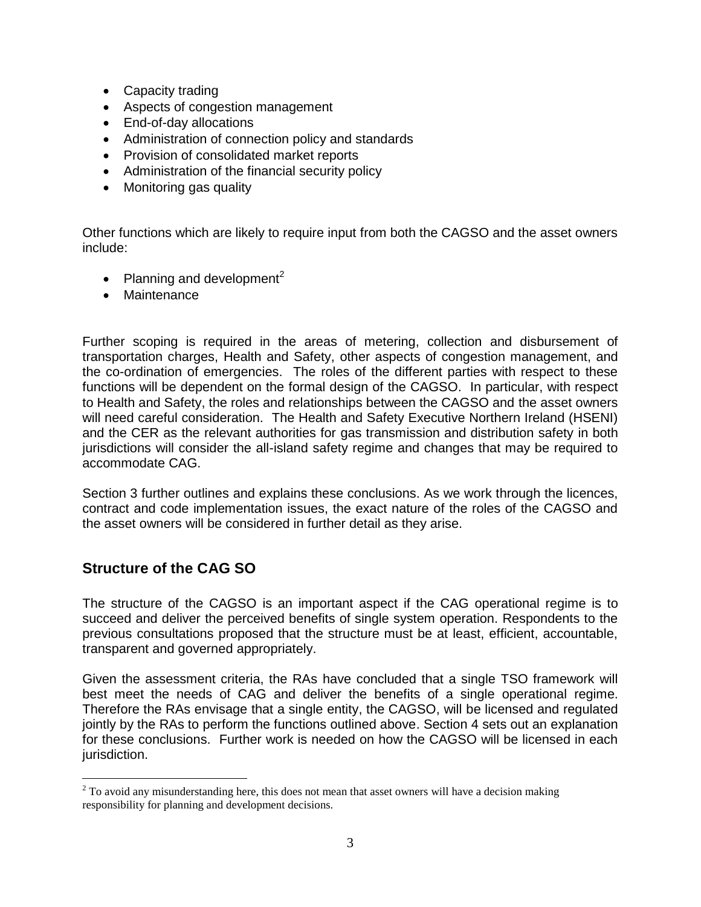- Capacity trading
- Aspects of congestion management
- End-of-day allocations
- Administration of connection policy and standards
- Provision of consolidated market reports
- Administration of the financial security policy
- Monitoring gas quality

Other functions which are likely to require input from both the CAGSO and the asset owners include:

- Planning and development[2]
- Maintenance

Further scoping is required in the areas of metering, collection and disbursement of transportation charges, Health and Safety, other aspects of congestion management, and the co-ordination of emergencies. The roles of the different parties with respect to these functions will be dependent on the formal design of the CAGSO. In particular, with respect to Health and Safety, the roles and relationships between the CAGSO and the asset owners will need careful consideration. The Health and Safety Executive Northern Ireland (HSENI) and the CER as the relevant authorities for gas transmission and distribution safety in both jurisdictions will consider the all-island safety regime and changes that may be required to accommodate CAG.

Section 3 further outlines and explains these conclusions. As we work through the licences, contract and code implementation issues, the exact nature of the roles of the CAGSO and the asset owners will be considered in further detail as they arise.

## Structure of the CAG SO

The structure of the CAGSO is an important aspect if the CAG operational regime is to succeed and deliver the perceived benefits of single system operation. Respondents to the previous consultations proposed that the structure must be at least, efficient, accountable, transparent and governed appropriately.

Given the assessment criteria, the RAs have concluded that a single TSO framework will best meet the needs of CAG and deliver the benefits of a single operational regime. Therefore the RAs envisage that a single entity, the CAGSO, will be licensed and regulated jointly by the RAs to perform the functions outlined above. Section 4 sets out an explanation for these conclusions. Further work is needed on how the CAGSO will be licensed in each jurisdiction.

[2] To avoid any misunderstanding here, this does not mean that asset owners will have a decision making responsibility for planning and development decisions.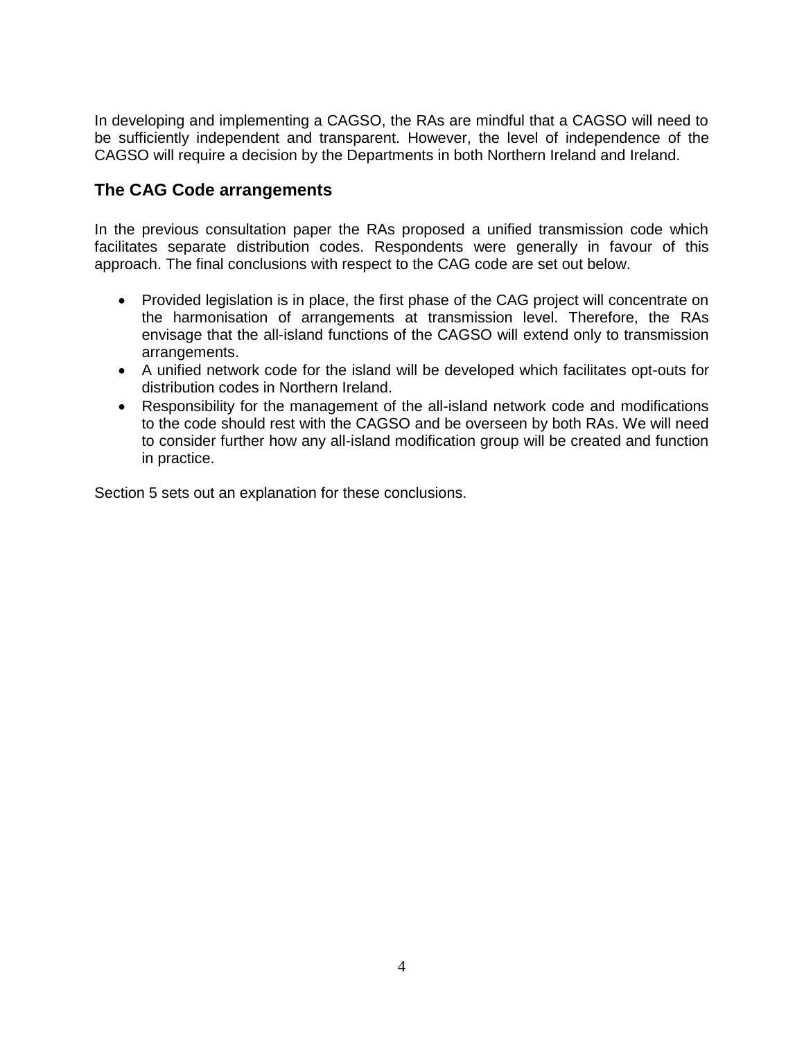In developing and implementing a CAGSO, the RAs are mindful that a CAGSO will need to be sufficiently independent and transparent. However, the level of independence of the CAGSO will require a decision by the Departments in both Northern Ireland and Ireland.

## The CAG Code arrangements

In the previous consultation paper the RAs proposed a unified transmission code which facilitates separate distribution codes. Respondents were generally in favour of this approach. The final conclusions with respect to the CAG code are set out below.

- Provided legislation is in place, the first phase of the CAG project will concentrate on the harmonisation of arrangements at transmission level. Therefore, the RAs envisage that the all-island functions of the CAGSO will extend only to transmission arrangements.
- A unified network code for the island will be developed which facilitates opt-outs for distribution codes in Northern Ireland.
- Responsibility for the management of the all-island network code and modifications to the code should rest with the CAGSO and be overseen by both RAs. We will need to consider further how any all-island modification group will be created and function in practice.

Section 5 sets out an explanation for these conclusions.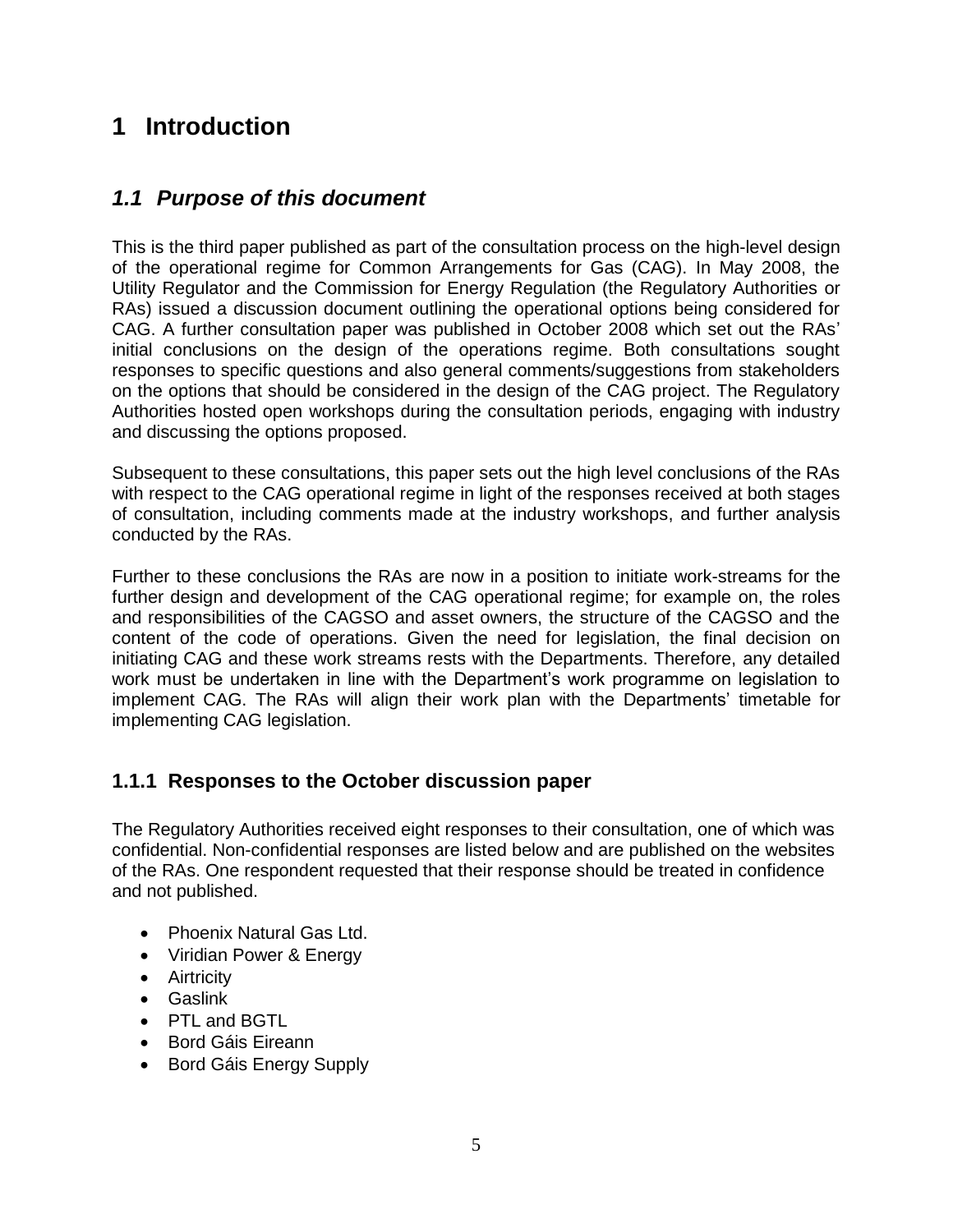# 1 Introduction

## *1.1 Purpose of this document*

This is the third paper published as part of the consultation process on the high-level design of the operational regime for Common Arrangements for Gas (CAG). In May 2008, the Utility Regulator and the Commission for Energy Regulation (the Regulatory Authorities or RAs) issued a discussion document outlining the operational options being considered for CAG. A further consultation paper was published in October 2008 which set out the RAs' initial conclusions on the design of the operations regime. Both consultations sought responses to specific questions and also general comments/suggestions from stakeholders on the options that should be considered in the design of the CAG project. The Regulatory Authorities hosted open workshops during the consultation periods, engaging with industry and discussing the options proposed.

Subsequent to these consultations, this paper sets out the high level conclusions of the RAs with respect to the CAG operational regime in light of the responses received at both stages of consultation, including comments made at the industry workshops, and further analysis conducted by the RAs.

Further to these conclusions the RAs are now in a position to initiate work-streams for the further design and development of the CAG operational regime; for example on, the roles and responsibilities of the CAGSO and asset owners, the structure of the CAGSO and the content of the code of operations. Given the need for legislation, the final decision on initiating CAG and these work streams rests with the Departments. Therefore, any detailed work must be undertaken in line with the Department's work programme on legislation to implement CAG. The RAs will align their work plan with the Departments' timetable for implementing CAG legislation.

### 1.1.1 Responses to the October discussion paper

The Regulatory Authorities received eight responses to their consultation, one of which was confidential. Non-confidential responses are listed below and are published on the websites of the RAs. One respondent requested that their response should be treated in confidence and not published.

- Phoenix Natural Gas Ltd.
- Viridian Power & Energy
- Airtricity
- Gaslink
- PTL and BGTL
- Bord Gáis Eireann
- Bord Gáis Energy Supply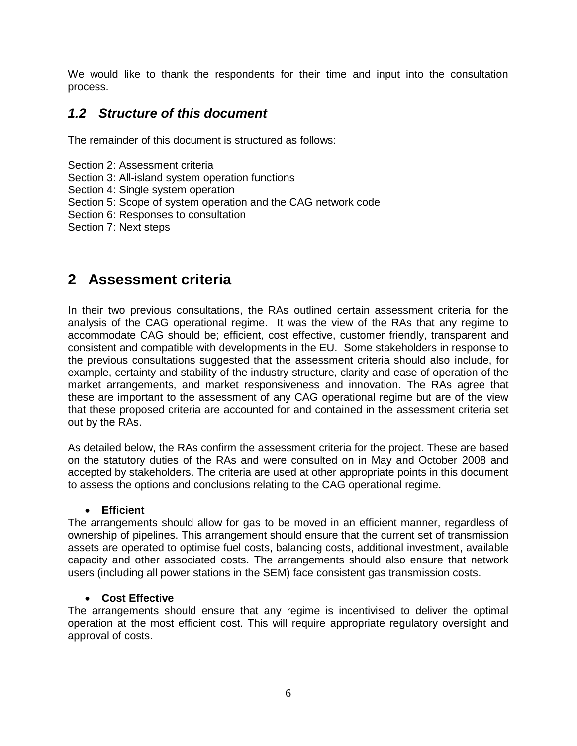We would like to thank the respondents for their time and input into the consultation process.

## *1.2 Structure of this document*

The remainder of this document is structured as follows:

Section 2: Assessment criteria
Section 3: All-island system operation functions
Section 4: Single system operation
Section 5: Scope of system operation and the CAG network code
Section 6: Responses to consultation
Section 7: Next steps

# 2 Assessment criteria

In their two previous consultations, the RAs outlined certain assessment criteria for the analysis of the CAG operational regime. It was the view of the RAs that any regime to accommodate CAG should be; efficient, cost effective, customer friendly, transparent and consistent and compatible with developments in the EU. Some stakeholders in response to the previous consultations suggested that the assessment criteria should also include, for example, certainty and stability of the industry structure, clarity and ease of operation of the market arrangements, and market responsiveness and innovation. The RAs agree that these are important to the assessment of any CAG operational regime but are of the view that these proposed criteria are accounted for and contained in the assessment criteria set out by the RAs.

As detailed below, the RAs confirm the assessment criteria for the project. These are based on the statutory duties of the RAs and were consulted on in May and October 2008 and accepted by stakeholders. The criteria are used at other appropriate points in this document to assess the options and conclusions relating to the CAG operational regime.

- **Efficient**

The arrangements should allow for gas to be moved in an efficient manner, regardless of ownership of pipelines. This arrangement should ensure that the current set of transmission assets are operated to optimise fuel costs, balancing costs, additional investment, available capacity and other associated costs. The arrangements should also ensure that network users (including all power stations in the SEM) face consistent gas transmission costs.

- **Cost Effective**

The arrangements should ensure that any regime is incentivised to deliver the optimal operation at the most efficient cost. This will require appropriate regulatory oversight and approval of costs.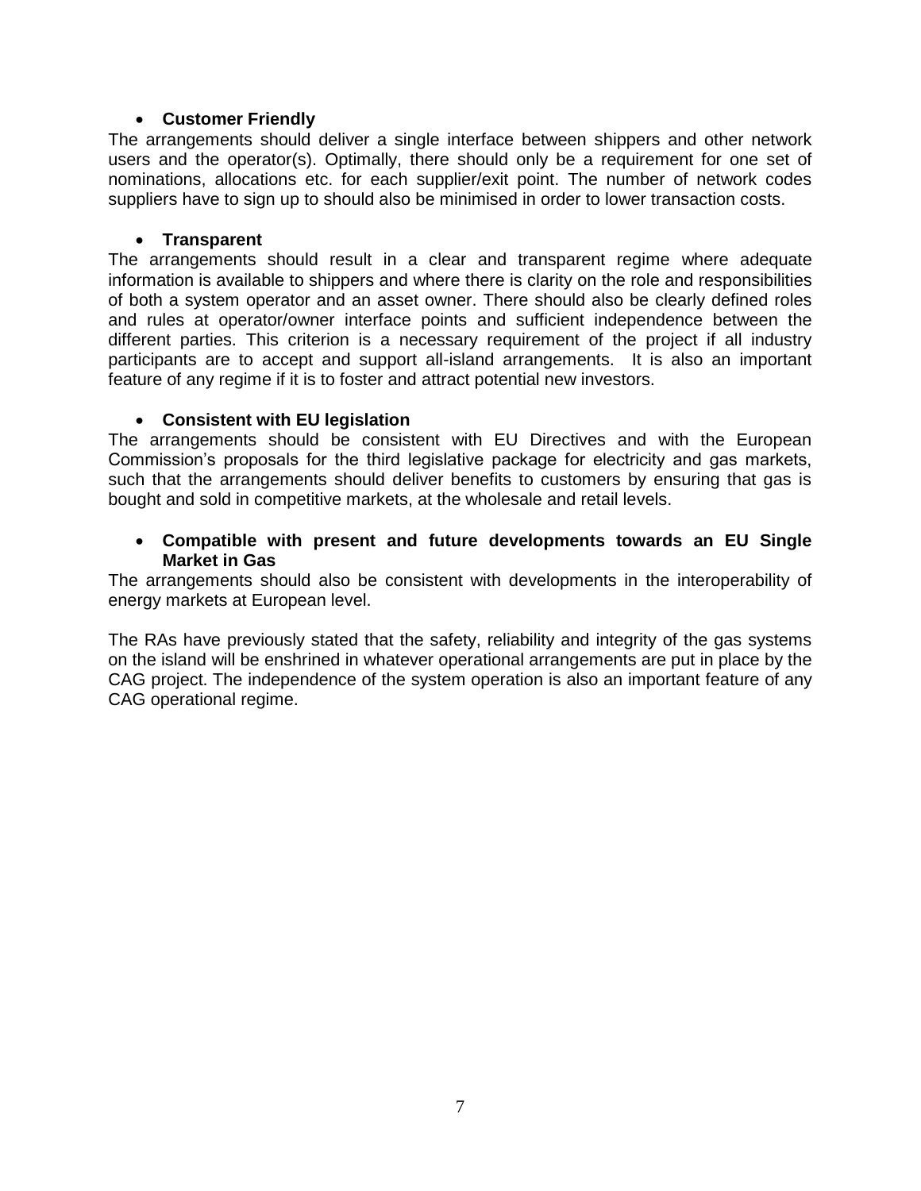- **Customer Friendly**

The arrangements should deliver a single interface between shippers and other network users and the operator(s). Optimally, there should only be a requirement for one set of nominations, allocations etc. for each supplier/exit point. The number of network codes suppliers have to sign up to should also be minimised in order to lower transaction costs.

- **Transparent**

The arrangements should result in a clear and transparent regime where adequate information is available to shippers and where there is clarity on the role and responsibilities of both a system operator and an asset owner. There should also be clearly defined roles and rules at operator/owner interface points and sufficient independence between the different parties. This criterion is a necessary requirement of the project if all industry participants are to accept and support all-island arrangements. It is also an important feature of any regime if it is to foster and attract potential new investors.

- **Consistent with EU legislation**

The arrangements should be consistent with EU Directives and with the European Commission's proposals for the third legislative package for electricity and gas markets, such that the arrangements should deliver benefits to customers by ensuring that gas is bought and sold in competitive markets, at the wholesale and retail levels.

- **Compatible with present and future developments towards an EU Single Market in Gas**

The arrangements should also be consistent with developments in the interoperability of energy markets at European level.

The RAs have previously stated that the safety, reliability and integrity of the gas systems on the island will be enshrined in whatever operational arrangements are put in place by the CAG project. The independence of the system operation is also an important feature of any CAG operational regime.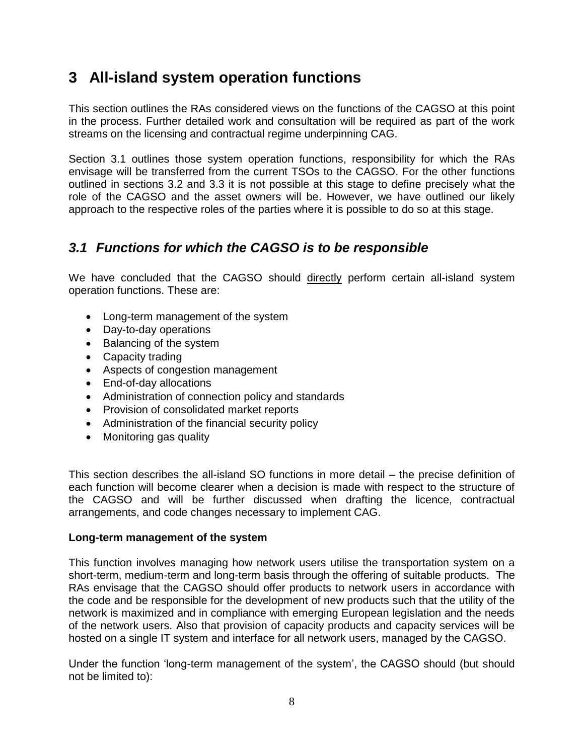# 3 All-island system operation functions

This section outlines the RAs considered views on the functions of the CAGSO at this point in the process. Further detailed work and consultation will be required as part of the work streams on the licensing and contractual regime underpinning CAG.

Section 3.1 outlines those system operation functions, responsibility for which the RAs envisage will be transferred from the current TSOs to the CAGSO. For the other functions outlined in sections 3.2 and 3.3 it is not possible at this stage to define precisely what the role of the CAGSO and the asset owners will be. However, we have outlined our likely approach to the respective roles of the parties where it is possible to do so at this stage.

## *3.1 Functions for which the CAGSO is to be responsible*

We have concluded that the CAGSO should directly perform certain all-island system operation functions. These are:

- Long-term management of the system
- Day-to-day operations
- Balancing of the system
- Capacity trading
- Aspects of congestion management
- End-of-day allocations
- Administration of connection policy and standards
- Provision of consolidated market reports
- Administration of the financial security policy
- Monitoring gas quality

This section describes the all-island SO functions in more detail – the precise definition of each function will become clearer when a decision is made with respect to the structure of the CAGSO and will be further discussed when drafting the licence, contractual arrangements, and code changes necessary to implement CAG.

**Long-term management of the system**

This function involves managing how network users utilise the transportation system on a short-term, medium-term and long-term basis through the offering of suitable products. The RAs envisage that the CAGSO should offer products to network users in accordance with the code and be responsible for the development of new products such that the utility of the network is maximized and in compliance with emerging European legislation and the needs of the network users. Also that provision of capacity products and capacity services will be hosted on a single IT system and interface for all network users, managed by the CAGSO.

Under the function 'long-term management of the system', the CAGSO should (but should not be limited to):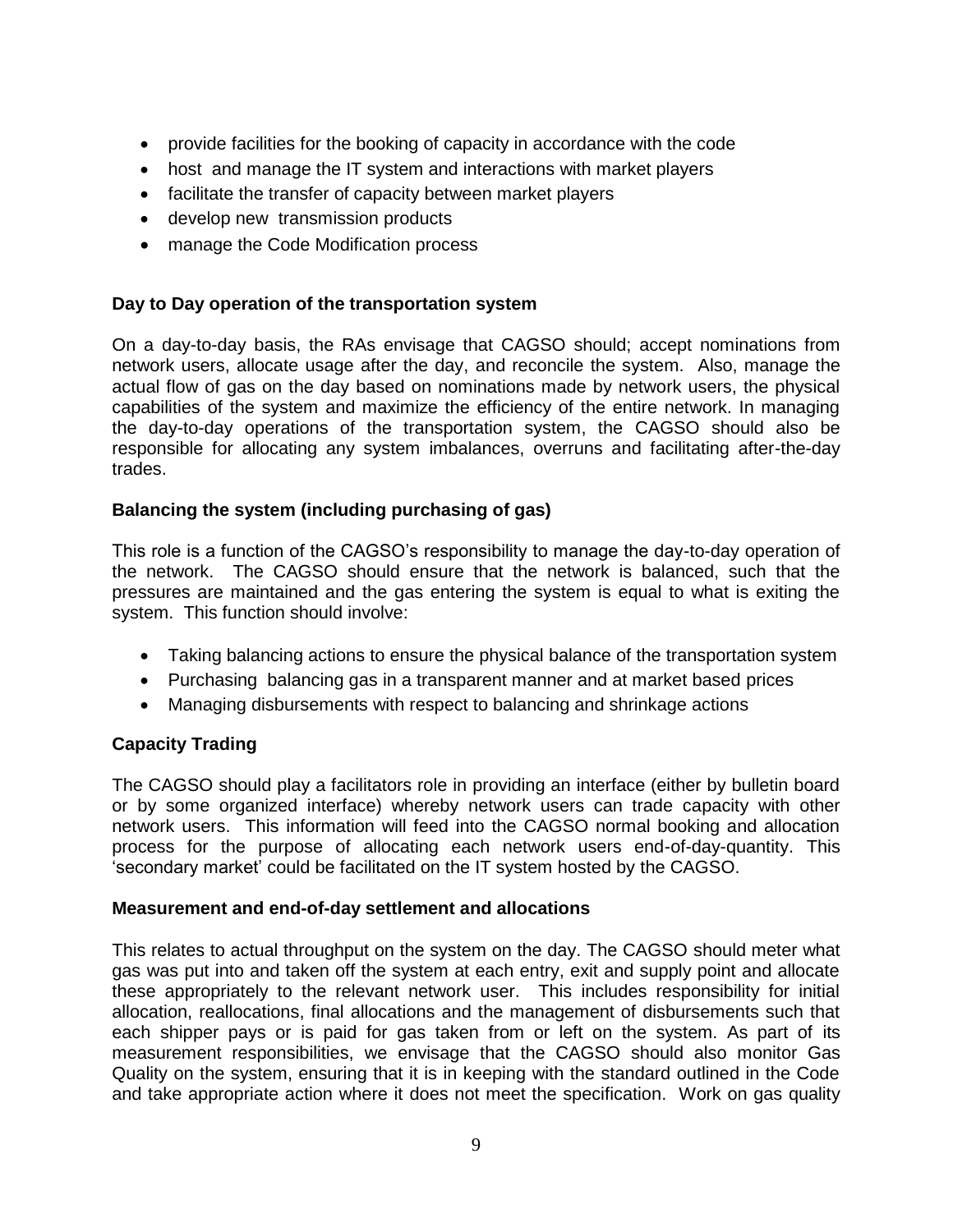- provide facilities for the booking of capacity in accordance with the code
- host and manage the IT system and interactions with market players
- facilitate the transfer of capacity between market players
- develop new transmission products
- manage the Code Modification process

**Day to Day operation of the transportation system**

On a day-to-day basis, the RAs envisage that CAGSO should; accept nominations from network users, allocate usage after the day, and reconcile the system. Also, manage the actual flow of gas on the day based on nominations made by network users, the physical capabilities of the system and maximize the efficiency of the entire network. In managing the day-to-day operations of the transportation system, the CAGSO should also be responsible for allocating any system imbalances, overruns and facilitating after-the-day trades.

**Balancing the system (including purchasing of gas)**

This role is a function of the CAGSO's responsibility to manage the day-to-day operation of the network. The CAGSO should ensure that the network is balanced, such that the pressures are maintained and the gas entering the system is equal to what is exiting the system. This function should involve:

- Taking balancing actions to ensure the physical balance of the transportation system
- Purchasing balancing gas in a transparent manner and at market based prices
- Managing disbursements with respect to balancing and shrinkage actions

**Capacity Trading**

The CAGSO should play a facilitators role in providing an interface (either by bulletin board or by some organized interface) whereby network users can trade capacity with other network users. This information will feed into the CAGSO normal booking and allocation process for the purpose of allocating each network users end-of-day-quantity. This 'secondary market' could be facilitated on the IT system hosted by the CAGSO.

**Measurement and end-of-day settlement and allocations**

This relates to actual throughput on the system on the day. The CAGSO should meter what gas was put into and taken off the system at each entry, exit and supply point and allocate these appropriately to the relevant network user. This includes responsibility for initial allocation, reallocations, final allocations and the management of disbursements such that each shipper pays or is paid for gas taken from or left on the system. As part of its measurement responsibilities, we envisage that the CAGSO should also monitor Gas Quality on the system, ensuring that it is in keeping with the standard outlined in the Code and take appropriate action where it does not meet the specification. Work on gas quality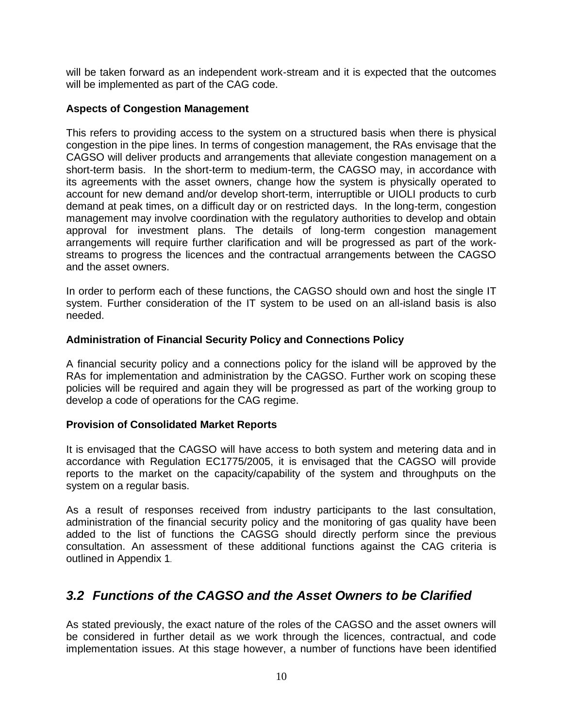will be taken forward as an independent work-stream and it is expected that the outcomes will be implemented as part of the CAG code.

**Aspects of Congestion Management**

This refers to providing access to the system on a structured basis when there is physical congestion in the pipe lines. In terms of congestion management, the RAs envisage that the CAGSO will deliver products and arrangements that alleviate congestion management on a short-term basis. In the short-term to medium-term, the CAGSO may, in accordance with its agreements with the asset owners, change how the system is physically operated to account for new demand and/or develop short-term, interruptible or UIOLI products to curb demand at peak times, on a difficult day or on restricted days. In the long-term, congestion management may involve coordination with the regulatory authorities to develop and obtain approval for investment plans. The details of long-term congestion management arrangements will require further clarification and will be progressed as part of the work-streams to progress the licences and the contractual arrangements between the CAGSO and the asset owners.

In order to perform each of these functions, the CAGSO should own and host the single IT system. Further consideration of the IT system to be used on an all-island basis is also needed.

**Administration of Financial Security Policy and Connections Policy**

A financial security policy and a connections policy for the island will be approved by the RAs for implementation and administration by the CAGSO. Further work on scoping these policies will be required and again they will be progressed as part of the working group to develop a code of operations for the CAG regime.

**Provision of Consolidated Market Reports**

It is envisaged that the CAGSO will have access to both system and metering data and in accordance with Regulation EC1775/2005, it is envisaged that the CAGSO will provide reports to the market on the capacity/capability of the system and throughputs on the system on a regular basis.

As a result of responses received from industry participants to the last consultation, administration of the financial security policy and the monitoring of gas quality have been added to the list of functions the CAGSG should directly perform since the previous consultation. An assessment of these additional functions against the CAG criteria is outlined in Appendix 1.

## *3.2 Functions of the CAGSO and the Asset Owners to be Clarified*

As stated previously, the exact nature of the roles of the CAGSO and the asset owners will be considered in further detail as we work through the licences, contractual, and code implementation issues. At this stage however, a number of functions have been identified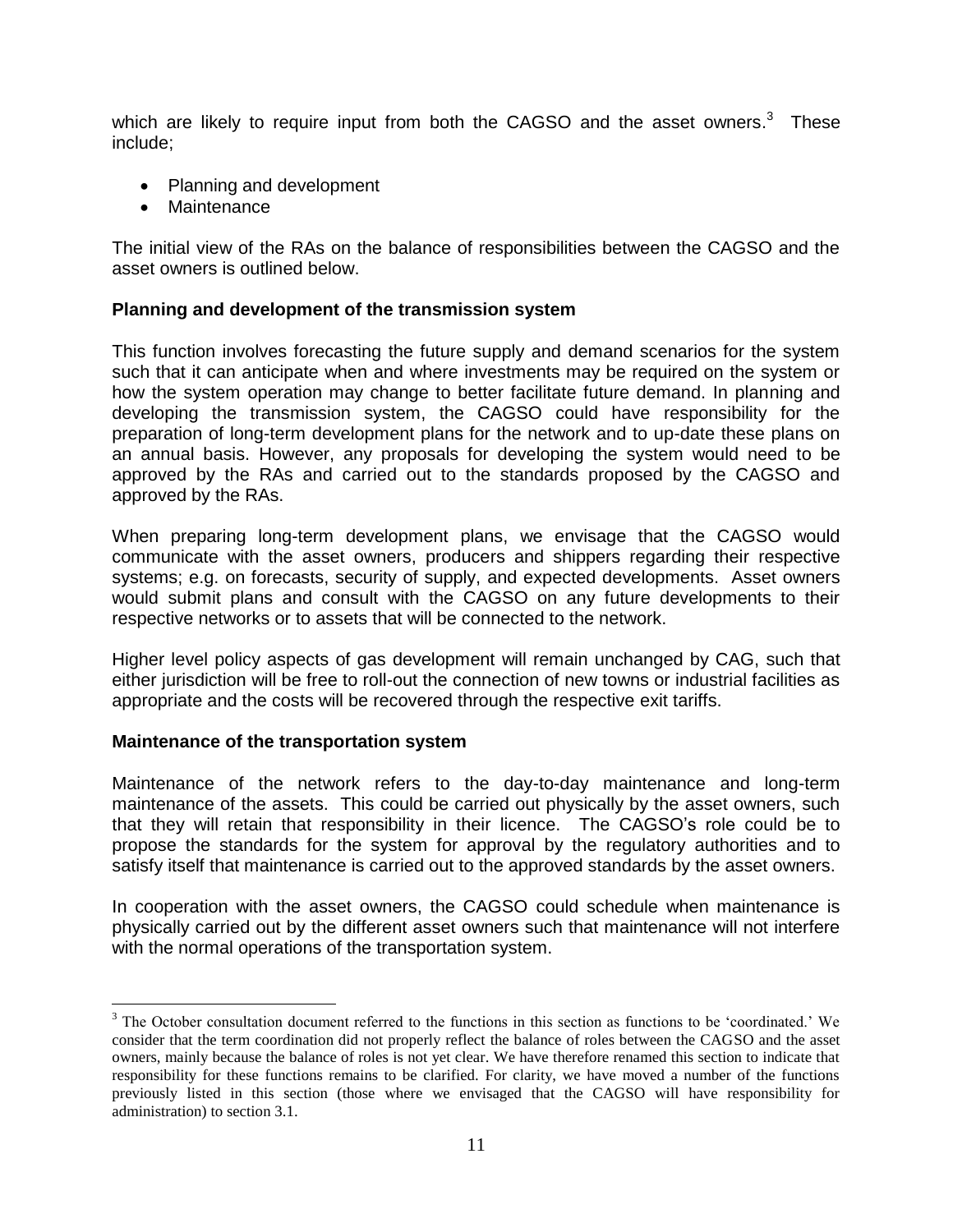which are likely to require input from both the CAGSO and the asset owners.[3] These include;

- Planning and development
- Maintenance

The initial view of the RAs on the balance of responsibilities between the CAGSO and the asset owners is outlined below.

**Planning and development of the transmission system**

This function involves forecasting the future supply and demand scenarios for the system such that it can anticipate when and where investments may be required on the system or how the system operation may change to better facilitate future demand. In planning and developing the transmission system, the CAGSO could have responsibility for the preparation of long-term development plans for the network and to up-date these plans on an annual basis. However, any proposals for developing the system would need to be approved by the RAs and carried out to the standards proposed by the CAGSO and approved by the RAs.

When preparing long-term development plans, we envisage that the CAGSO would communicate with the asset owners, producers and shippers regarding their respective systems; e.g. on forecasts, security of supply, and expected developments. Asset owners would submit plans and consult with the CAGSO on any future developments to their respective networks or to assets that will be connected to the network.

Higher level policy aspects of gas development will remain unchanged by CAG, such that either jurisdiction will be free to roll-out the connection of new towns or industrial facilities as appropriate and the costs will be recovered through the respective exit tariffs.

**Maintenance of the transportation system**

Maintenance of the network refers to the day-to-day maintenance and long-term maintenance of the assets. This could be carried out physically by the asset owners, such that they will retain that responsibility in their licence. The CAGSO's role could be to propose the standards for the system for approval by the regulatory authorities and to satisfy itself that maintenance is carried out to the approved standards by the asset owners.

In cooperation with the asset owners, the CAGSO could schedule when maintenance is physically carried out by the different asset owners such that maintenance will not interfere with the normal operations of the transportation system.

[3] The October consultation document referred to the functions in this section as functions to be 'coordinated.' We consider that the term coordination did not properly reflect the balance of roles between the CAGSO and the asset owners, mainly because the balance of roles is not yet clear. We have therefore renamed this section to indicate that responsibility for these functions remains to be clarified. For clarity, we have moved a number of the functions previously listed in this section (those where we envisaged that the CAGSO will have responsibility for administration) to section 3.1.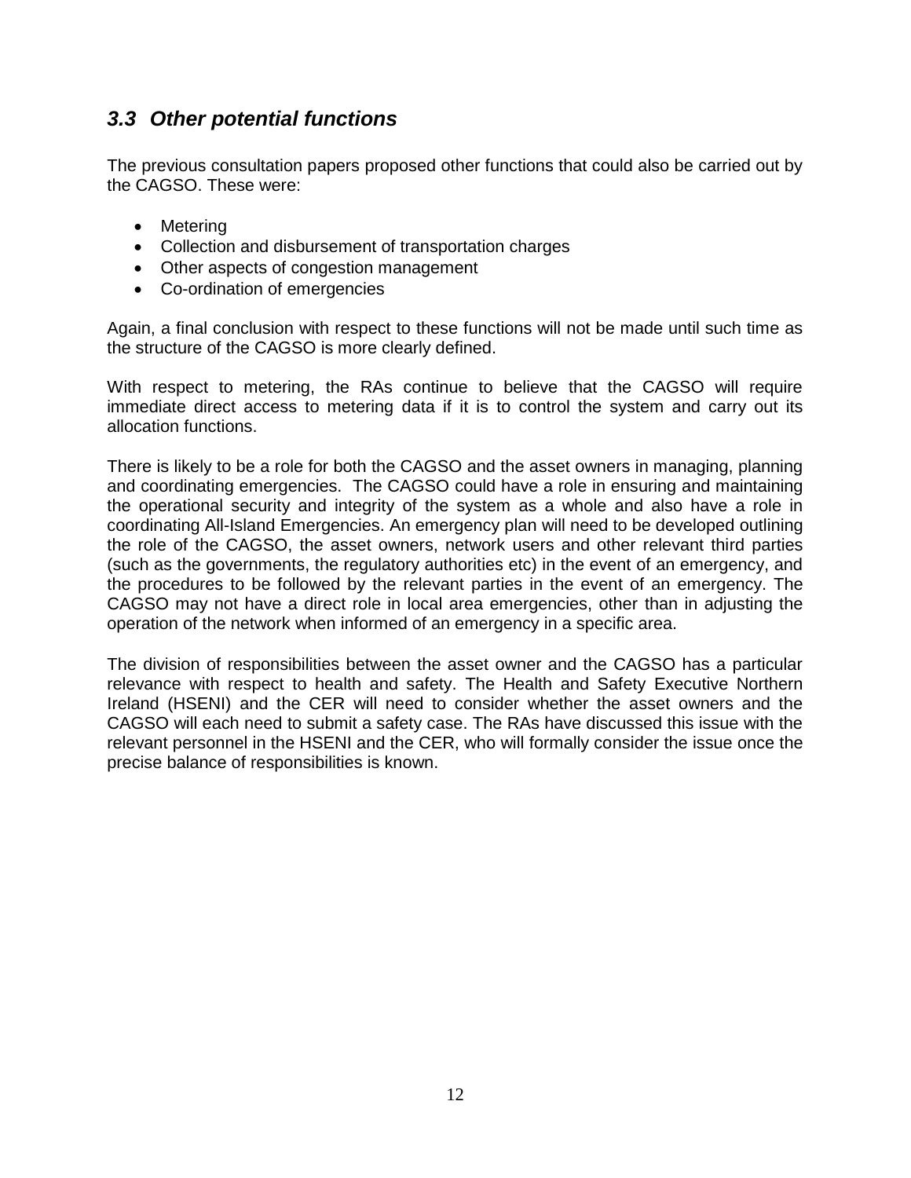### *3.3 Other potential functions*

The previous consultation papers proposed other functions that could also be carried out by the CAGSO. These were:

- Metering
- Collection and disbursement of transportation charges
- Other aspects of congestion management
- Co-ordination of emergencies

Again, a final conclusion with respect to these functions will not be made until such time as the structure of the CAGSO is more clearly defined.

With respect to metering, the RAs continue to believe that the CAGSO will require immediate direct access to metering data if it is to control the system and carry out its allocation functions.

There is likely to be a role for both the CAGSO and the asset owners in managing, planning and coordinating emergencies. The CAGSO could have a role in ensuring and maintaining the operational security and integrity of the system as a whole and also have a role in coordinating All-Island Emergencies. An emergency plan will need to be developed outlining the role of the CAGSO, the asset owners, network users and other relevant third parties (such as the governments, the regulatory authorities etc) in the event of an emergency, and the procedures to be followed by the relevant parties in the event of an emergency. The CAGSO may not have a direct role in local area emergencies, other than in adjusting the operation of the network when informed of an emergency in a specific area.

The division of responsibilities between the asset owner and the CAGSO has a particular relevance with respect to health and safety. The Health and Safety Executive Northern Ireland (HSENI) and the CER will need to consider whether the asset owners and the CAGSO will each need to submit a safety case. The RAs have discussed this issue with the relevant personnel in the HSENI and the CER, who will formally consider the issue once the precise balance of responsibilities is known.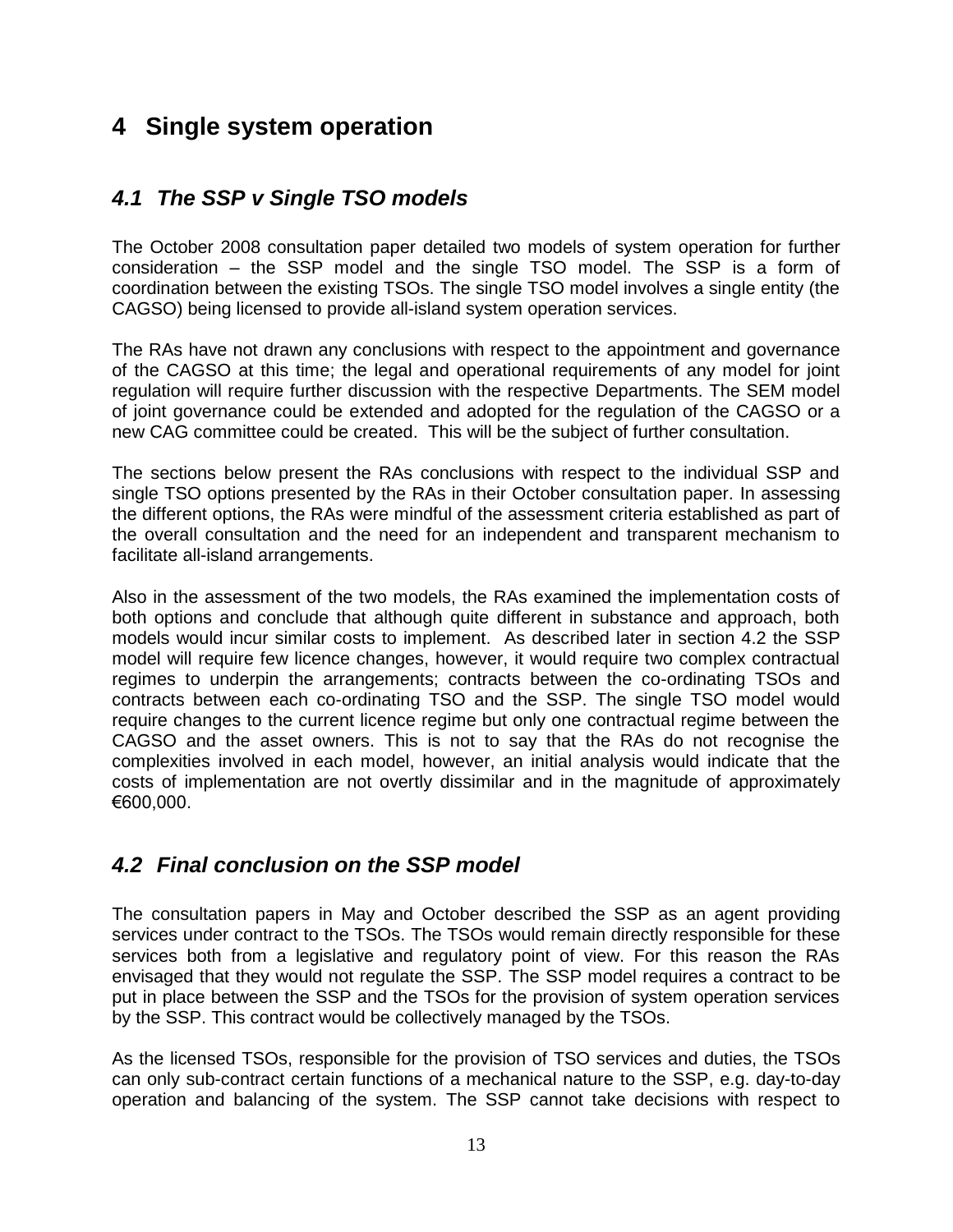# 4 Single system operation

## *4.1 The SSP v Single TSO models*

The October 2008 consultation paper detailed two models of system operation for further consideration – the SSP model and the single TSO model. The SSP is a form of coordination between the existing TSOs. The single TSO model involves a single entity (the CAGSO) being licensed to provide all-island system operation services.

The RAs have not drawn any conclusions with respect to the appointment and governance of the CAGSO at this time; the legal and operational requirements of any model for joint regulation will require further discussion with the respective Departments. The SEM model of joint governance could be extended and adopted for the regulation of the CAGSO or a new CAG committee could be created. This will be the subject of further consultation.

The sections below present the RAs conclusions with respect to the individual SSP and single TSO options presented by the RAs in their October consultation paper. In assessing the different options, the RAs were mindful of the assessment criteria established as part of the overall consultation and the need for an independent and transparent mechanism to facilitate all-island arrangements.

Also in the assessment of the two models, the RAs examined the implementation costs of both options and conclude that although quite different in substance and approach, both models would incur similar costs to implement. As described later in section 4.2 the SSP model will require few licence changes, however, it would require two complex contractual regimes to underpin the arrangements; contracts between the co-ordinating TSOs and contracts between each co-ordinating TSO and the SSP. The single TSO model would require changes to the current licence regime but only one contractual regime between the CAGSO and the asset owners. This is not to say that the RAs do not recognise the complexities involved in each model, however, an initial analysis would indicate that the costs of implementation are not overtly dissimilar and in the magnitude of approximately €600,000.

## *4.2 Final conclusion on the SSP model*

The consultation papers in May and October described the SSP as an agent providing services under contract to the TSOs. The TSOs would remain directly responsible for these services both from a legislative and regulatory point of view. For this reason the RAs envisaged that they would not regulate the SSP. The SSP model requires a contract to be put in place between the SSP and the TSOs for the provision of system operation services by the SSP. This contract would be collectively managed by the TSOs.

As the licensed TSOs, responsible for the provision of TSO services and duties, the TSOs can only sub-contract certain functions of a mechanical nature to the SSP, e.g. day-to-day operation and balancing of the system. The SSP cannot take decisions with respect to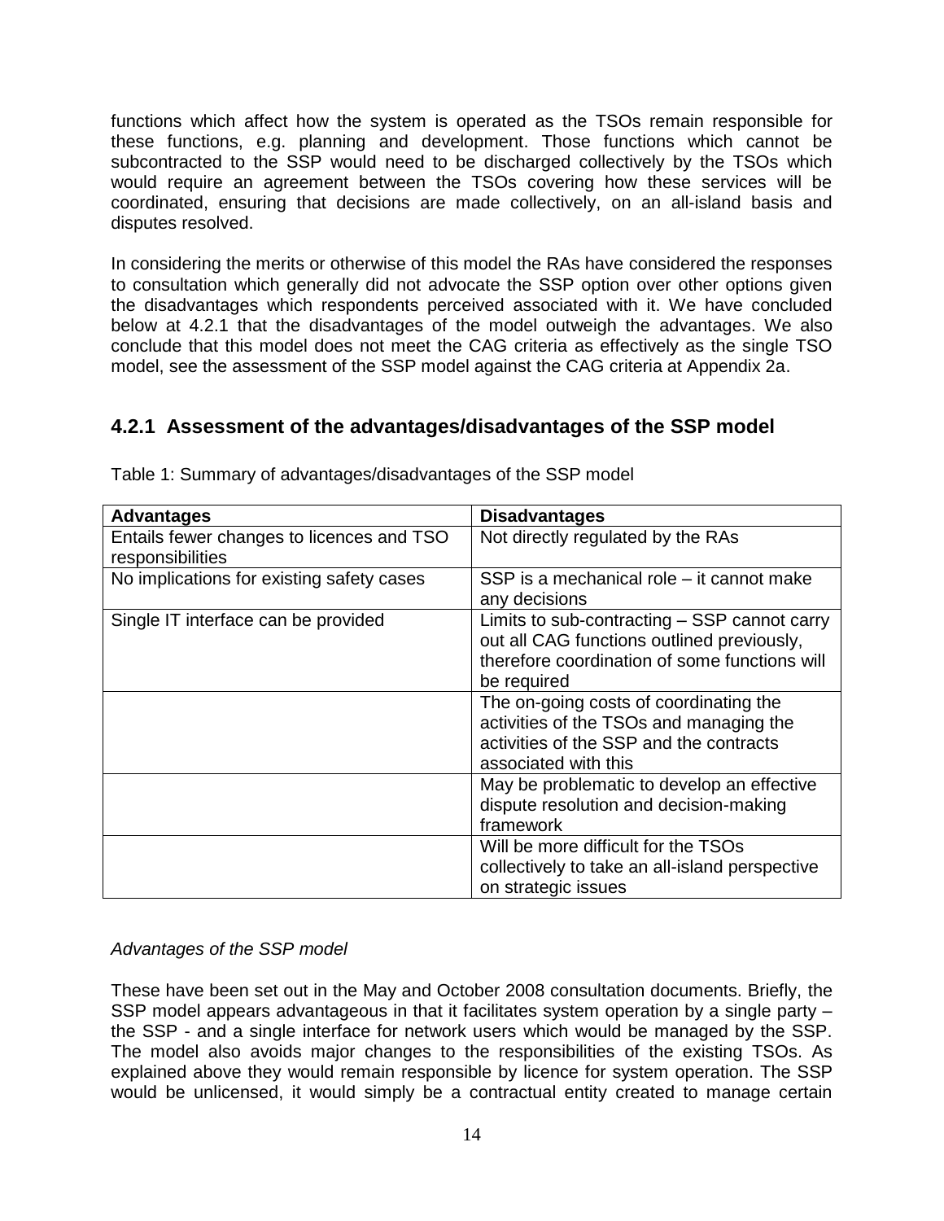functions which affect how the system is operated as the TSOs remain responsible for these functions, e.g. planning and development. Those functions which cannot be subcontracted to the SSP would need to be discharged collectively by the TSOs which would require an agreement between the TSOs covering how these services will be coordinated, ensuring that decisions are made collectively, on an all-island basis and disputes resolved.

In considering the merits or otherwise of this model the RAs have considered the responses to consultation which generally did not advocate the SSP option over other options given the disadvantages which respondents perceived associated with it. We have concluded below at 4.2.1 that the disadvantages of the model outweigh the advantages. We also conclude that this model does not meet the CAG criteria as effectively as the single TSO model, see the assessment of the SSP model against the CAG criteria at Appendix 2a.

### 4.2.1 Assessment of the advantages/disadvantages of the SSP model

Table 1: Summary of advantages/disadvantages of the SSP model

| **Advantages** | **Disadvantages** |
|---|---|
| Entails fewer changes to licences and TSO responsibilities | Not directly regulated by the RAs |
| No implications for existing safety cases | SSP is a mechanical role – it cannot make any decisions |
| Single IT interface can be provided | Limits to sub-contracting – SSP cannot carry out all CAG functions outlined previously, therefore coordination of some functions will be required |
| | The on-going costs of coordinating the activities of the TSOs and managing the activities of the SSP and the contracts associated with this |
| | May be problematic to develop an effective dispute resolution and decision-making framework |
| | Will be more difficult for the TSOs collectively to take an all-island perspective on strategic issues |

*Advantages of the SSP model*

These have been set out in the May and October 2008 consultation documents. Briefly, the SSP model appears advantageous in that it facilitates system operation by a single party – the SSP - and a single interface for network users which would be managed by the SSP. The model also avoids major changes to the responsibilities of the existing TSOs. As explained above they would remain responsible by licence for system operation. The SSP would be unlicensed, it would simply be a contractual entity created to manage certain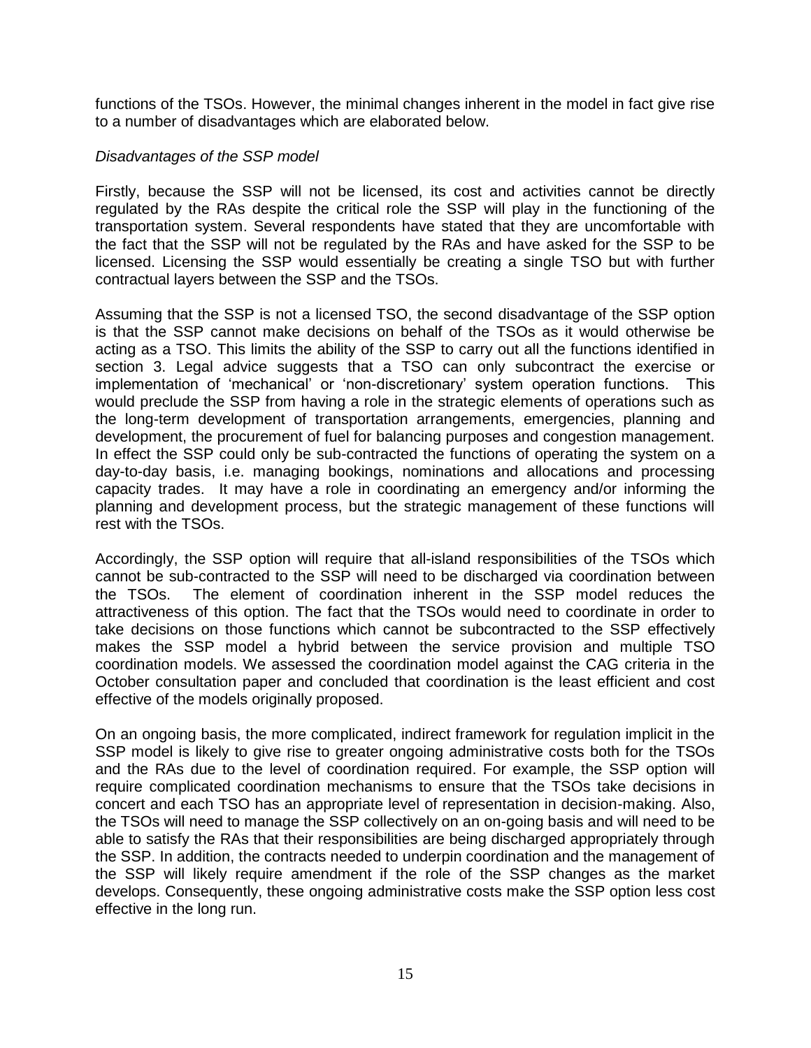functions of the TSOs. However, the minimal changes inherent in the model in fact give rise to a number of disadvantages which are elaborated below.

*Disadvantages of the SSP model*

Firstly, because the SSP will not be licensed, its cost and activities cannot be directly regulated by the RAs despite the critical role the SSP will play in the functioning of the transportation system. Several respondents have stated that they are uncomfortable with the fact that the SSP will not be regulated by the RAs and have asked for the SSP to be licensed. Licensing the SSP would essentially be creating a single TSO but with further contractual layers between the SSP and the TSOs.

Assuming that the SSP is not a licensed TSO, the second disadvantage of the SSP option is that the SSP cannot make decisions on behalf of the TSOs as it would otherwise be acting as a TSO. This limits the ability of the SSP to carry out all the functions identified in section 3. Legal advice suggests that a TSO can only subcontract the exercise or implementation of 'mechanical' or 'non-discretionary' system operation functions. This would preclude the SSP from having a role in the strategic elements of operations such as the long-term development of transportation arrangements, emergencies, planning and development, the procurement of fuel for balancing purposes and congestion management. In effect the SSP could only be sub-contracted the functions of operating the system on a day-to-day basis, i.e. managing bookings, nominations and allocations and processing capacity trades. It may have a role in coordinating an emergency and/or informing the planning and development process, but the strategic management of these functions will rest with the TSOs.

Accordingly, the SSP option will require that all-island responsibilities of the TSOs which cannot be sub-contracted to the SSP will need to be discharged via coordination between the TSOs. The element of coordination inherent in the SSP model reduces the attractiveness of this option. The fact that the TSOs would need to coordinate in order to take decisions on those functions which cannot be subcontracted to the SSP effectively makes the SSP model a hybrid between the service provision and multiple TSO coordination models. We assessed the coordination model against the CAG criteria in the October consultation paper and concluded that coordination is the least efficient and cost effective of the models originally proposed.

On an ongoing basis, the more complicated, indirect framework for regulation implicit in the SSP model is likely to give rise to greater ongoing administrative costs both for the TSOs and the RAs due to the level of coordination required. For example, the SSP option will require complicated coordination mechanisms to ensure that the TSOs take decisions in concert and each TSO has an appropriate level of representation in decision-making. Also, the TSOs will need to manage the SSP collectively on an on-going basis and will need to be able to satisfy the RAs that their responsibilities are being discharged appropriately through the SSP. In addition, the contracts needed to underpin coordination and the management of the SSP will likely require amendment if the role of the SSP changes as the market develops. Consequently, these ongoing administrative costs make the SSP option less cost effective in the long run.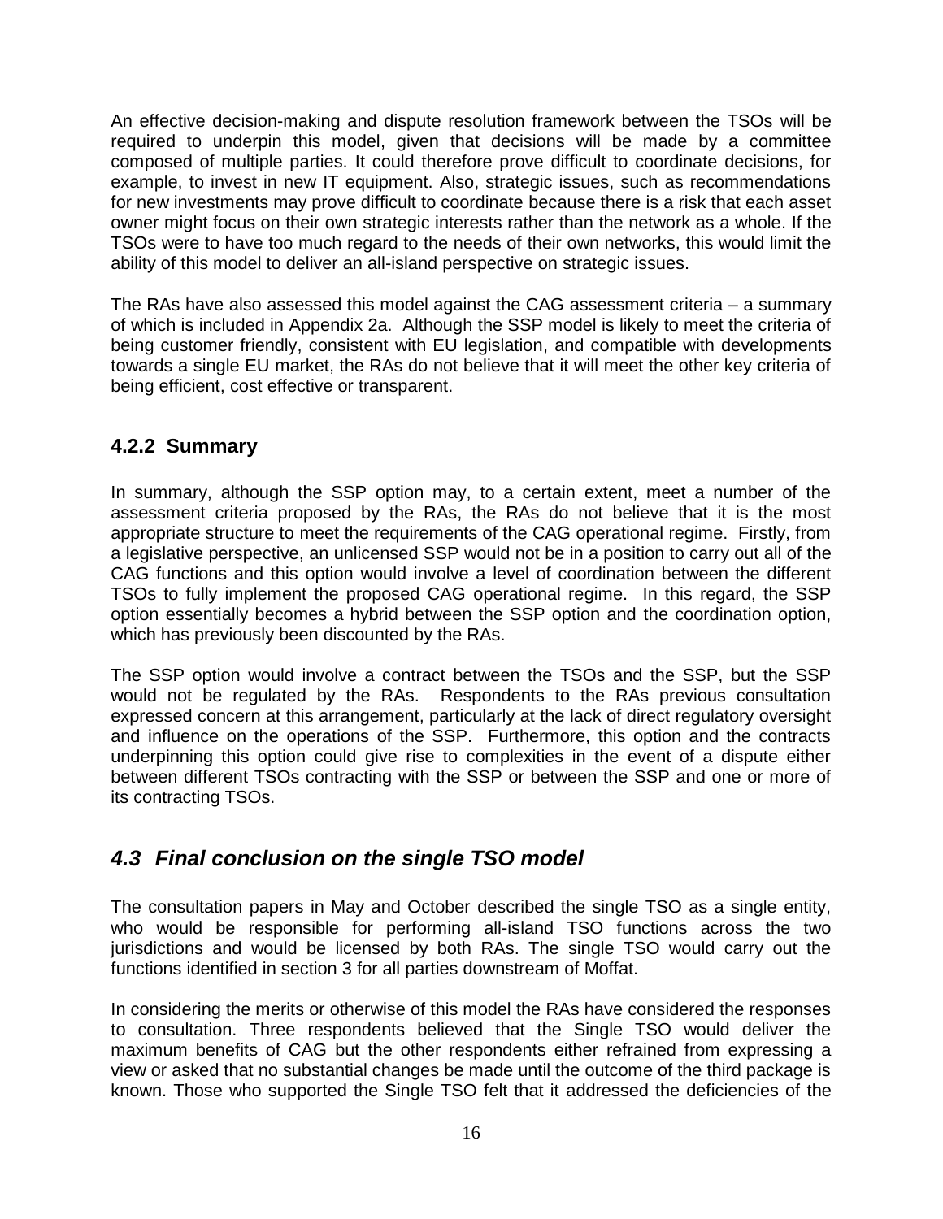An effective decision-making and dispute resolution framework between the TSOs will be required to underpin this model, given that decisions will be made by a committee composed of multiple parties. It could therefore prove difficult to coordinate decisions, for example, to invest in new IT equipment. Also, strategic issues, such as recommendations for new investments may prove difficult to coordinate because there is a risk that each asset owner might focus on their own strategic interests rather than the network as a whole. If the TSOs were to have too much regard to the needs of their own networks, this would limit the ability of this model to deliver an all-island perspective on strategic issues.

The RAs have also assessed this model against the CAG assessment criteria – a summary of which is included in Appendix 2a. Although the SSP model is likely to meet the criteria of being customer friendly, consistent with EU legislation, and compatible with developments towards a single EU market, the RAs do not believe that it will meet the other key criteria of being efficient, cost effective or transparent.

### 4.2.2 Summary

In summary, although the SSP option may, to a certain extent, meet a number of the assessment criteria proposed by the RAs, the RAs do not believe that it is the most appropriate structure to meet the requirements of the CAG operational regime. Firstly, from a legislative perspective, an unlicensed SSP would not be in a position to carry out all of the CAG functions and this option would involve a level of coordination between the different TSOs to fully implement the proposed CAG operational regime. In this regard, the SSP option essentially becomes a hybrid between the SSP option and the coordination option, which has previously been discounted by the RAs.

The SSP option would involve a contract between the TSOs and the SSP, but the SSP would not be regulated by the RAs. Respondents to the RAs previous consultation expressed concern at this arrangement, particularly at the lack of direct regulatory oversight and influence on the operations of the SSP. Furthermore, this option and the contracts underpinning this option could give rise to complexities in the event of a dispute either between different TSOs contracting with the SSP or between the SSP and one or more of its contracting TSOs.

## *4.3 Final conclusion on the single TSO model*

The consultation papers in May and October described the single TSO as a single entity, who would be responsible for performing all-island TSO functions across the two jurisdictions and would be licensed by both RAs. The single TSO would carry out the functions identified in section 3 for all parties downstream of Moffat.

In considering the merits or otherwise of this model the RAs have considered the responses to consultation. Three respondents believed that the Single TSO would deliver the maximum benefits of CAG but the other respondents either refrained from expressing a view or asked that no substantial changes be made until the outcome of the third package is known. Those who supported the Single TSO felt that it addressed the deficiencies of the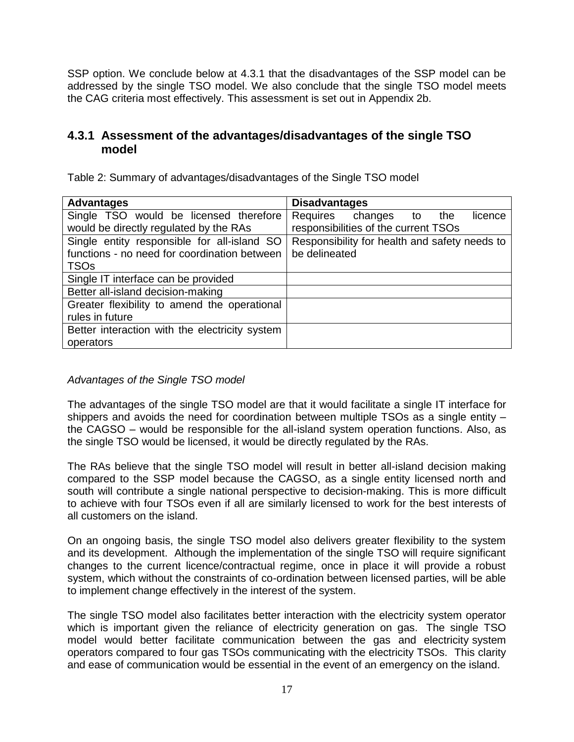SSP option. We conclude below at 4.3.1 that the disadvantages of the SSP model can be addressed by the single TSO model. We also conclude that the single TSO model meets the CAG criteria most effectively. This assessment is set out in Appendix 2b.

### 4.3.1 Assessment of the advantages/disadvantages of the single TSO model

Table 2: Summary of advantages/disadvantages of the Single TSO model

| Advantages | Disadvantages |
|---|---|
| Single TSO would be licensed therefore would be directly regulated by the RAs | Requires changes to the licence responsibilities of the current TSOs |
| Single entity responsible for all-island SO functions - no need for coordination between TSOs | Responsibility for health and safety needs to be delineated |
| Single IT interface can be provided | |
| Better all-island decision-making | |
| Greater flexibility to amend the operational rules in future | |
| Better interaction with the electricity system operators | |

*Advantages of the Single TSO model*

The advantages of the single TSO model are that it would facilitate a single IT interface for shippers and avoids the need for coordination between multiple TSOs as a single entity – the CAGSO – would be responsible for the all-island system operation functions. Also, as the single TSO would be licensed, it would be directly regulated by the RAs.

The RAs believe that the single TSO model will result in better all-island decision making compared to the SSP model because the CAGSO, as a single entity licensed north and south will contribute a single national perspective to decision-making. This is more difficult to achieve with four TSOs even if all are similarly licensed to work for the best interests of all customers on the island.

On an ongoing basis, the single TSO model also delivers greater flexibility to the system and its development. Although the implementation of the single TSO will require significant changes to the current licence/contractual regime, once in place it will provide a robust system, which without the constraints of co-ordination between licensed parties, will be able to implement change effectively in the interest of the system.

The single TSO model also facilitates better interaction with the electricity system operator which is important given the reliance of electricity generation on gas. The single TSO model would better facilitate communication between the gas and electricity system operators compared to four gas TSOs communicating with the electricity TSOs. This clarity and ease of communication would be essential in the event of an emergency on the island.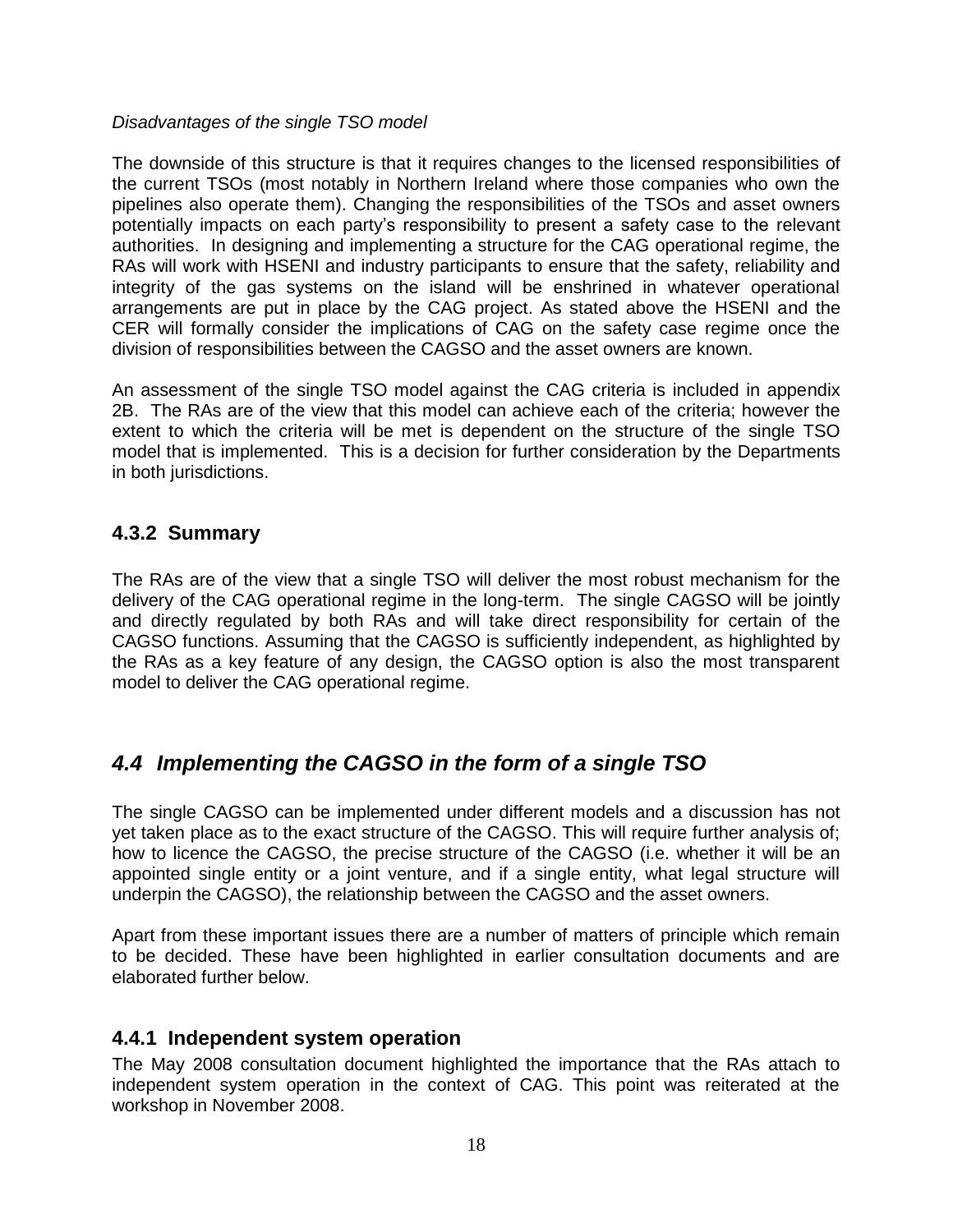*Disadvantages of the single TSO model*

The downside of this structure is that it requires changes to the licensed responsibilities of the current TSOs (most notably in Northern Ireland where those companies who own the pipelines also operate them). Changing the responsibilities of the TSOs and asset owners potentially impacts on each party's responsibility to present a safety case to the relevant authorities. In designing and implementing a structure for the CAG operational regime, the RAs will work with HSENI and industry participants to ensure that the safety, reliability and integrity of the gas systems on the island will be enshrined in whatever operational arrangements are put in place by the CAG project. As stated above the HSENI and the CER will formally consider the implications of CAG on the safety case regime once the division of responsibilities between the CAGSO and the asset owners are known.

An assessment of the single TSO model against the CAG criteria is included in appendix 2B. The RAs are of the view that this model can achieve each of the criteria; however the extent to which the criteria will be met is dependent on the structure of the single TSO model that is implemented. This is a decision for further consideration by the Departments in both jurisdictions.

### 4.3.2 Summary

The RAs are of the view that a single TSO will deliver the most robust mechanism for the delivery of the CAG operational regime in the long-term. The single CAGSO will be jointly and directly regulated by both RAs and will take direct responsibility for certain of the CAGSO functions. Assuming that the CAGSO is sufficiently independent, as highlighted by the RAs as a key feature of any design, the CAGSO option is also the most transparent model to deliver the CAG operational regime.

## *4.4 Implementing the CAGSO in the form of a single TSO*

The single CAGSO can be implemented under different models and a discussion has not yet taken place as to the exact structure of the CAGSO. This will require further analysis of; how to licence the CAGSO, the precise structure of the CAGSO (i.e. whether it will be an appointed single entity or a joint venture, and if a single entity, what legal structure will underpin the CAGSO), the relationship between the CAGSO and the asset owners.

Apart from these important issues there are a number of matters of principle which remain to be decided. These have been highlighted in earlier consultation documents and are elaborated further below.

### 4.4.1 Independent system operation

The May 2008 consultation document highlighted the importance that the RAs attach to independent system operation in the context of CAG. This point was reiterated at the workshop in November 2008.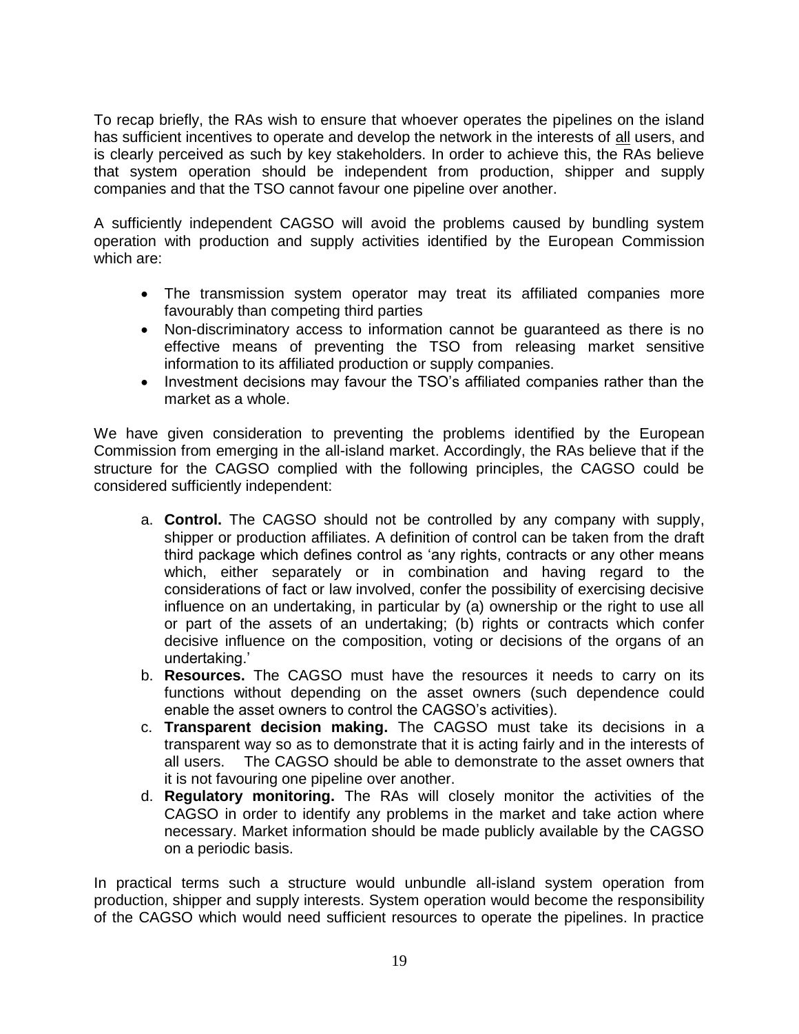To recap briefly, the RAs wish to ensure that whoever operates the pipelines on the island has sufficient incentives to operate and develop the network in the interests of <u>all</u> users, and is clearly perceived as such by key stakeholders. In order to achieve this, the RAs believe that system operation should be independent from production, shipper and supply companies and that the TSO cannot favour one pipeline over another.

A sufficiently independent CAGSO will avoid the problems caused by bundling system operation with production and supply activities identified by the European Commission which are:

- The transmission system operator may treat its affiliated companies more favourably than competing third parties
- Non-discriminatory access to information cannot be guaranteed as there is no effective means of preventing the TSO from releasing market sensitive information to its affiliated production or supply companies.
- Investment decisions may favour the TSO's affiliated companies rather than the market as a whole.

We have given consideration to preventing the problems identified by the European Commission from emerging in the all-island market. Accordingly, the RAs believe that if the structure for the CAGSO complied with the following principles, the CAGSO could be considered sufficiently independent:

a. **Control.** The CAGSO should not be controlled by any company with supply, shipper or production affiliates. A definition of control can be taken from the draft third package which defines control as 'any rights, contracts or any other means which, either separately or in combination and having regard to the considerations of fact or law involved, confer the possibility of exercising decisive influence on an undertaking, in particular by (a) ownership or the right to use all or part of the assets of an undertaking; (b) rights or contracts which confer decisive influence on the composition, voting or decisions of the organs of an undertaking.'
b. **Resources.** The CAGSO must have the resources it needs to carry on its functions without depending on the asset owners (such dependence could enable the asset owners to control the CAGSO's activities).
c. **Transparent decision making.** The CAGSO must take its decisions in a transparent way so as to demonstrate that it is acting fairly and in the interests of all users. The CAGSO should be able to demonstrate to the asset owners that it is not favouring one pipeline over another.
d. **Regulatory monitoring.** The RAs will closely monitor the activities of the CAGSO in order to identify any problems in the market and take action where necessary. Market information should be made publicly available by the CAGSO on a periodic basis.

In practical terms such a structure would unbundle all-island system operation from production, shipper and supply interests. System operation would become the responsibility of the CAGSO which would need sufficient resources to operate the pipelines. In practice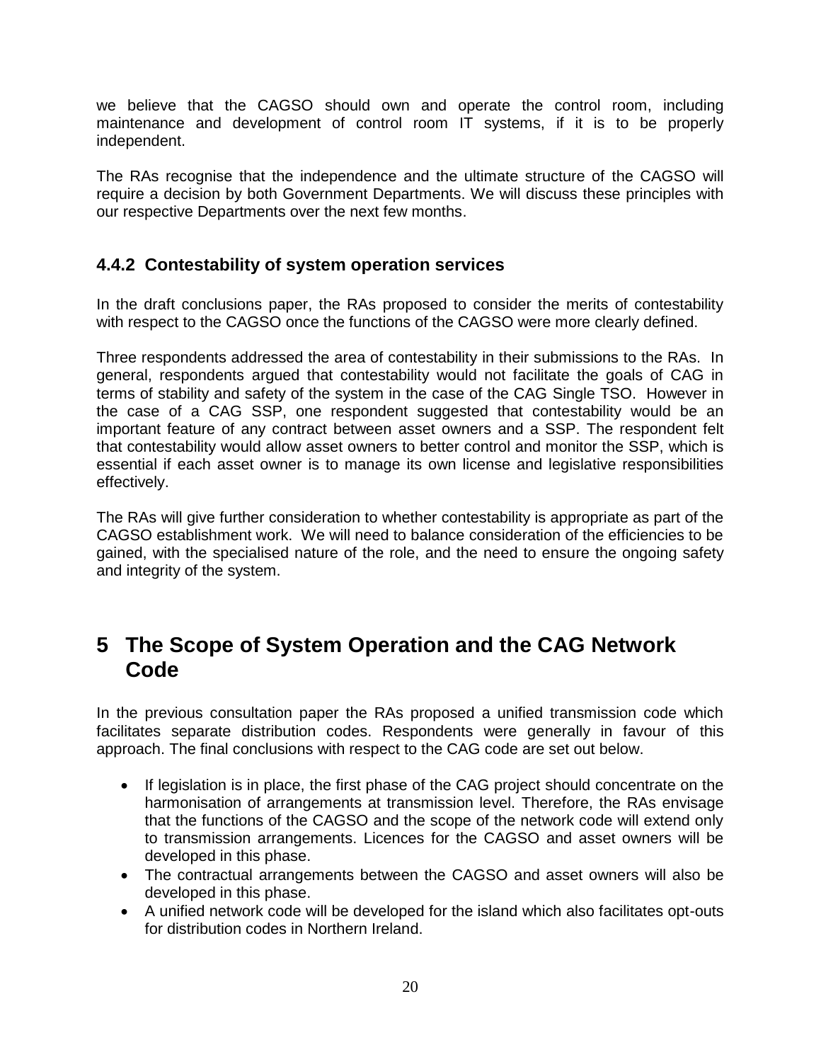we believe that the CAGSO should own and operate the control room, including maintenance and development of control room IT systems, if it is to be properly independent.

The RAs recognise that the independence and the ultimate structure of the CAGSO will require a decision by both Government Departments. We will discuss these principles with our respective Departments over the next few months.

### 4.4.2 Contestability of system operation services

In the draft conclusions paper, the RAs proposed to consider the merits of contestability with respect to the CAGSO once the functions of the CAGSO were more clearly defined.

Three respondents addressed the area of contestability in their submissions to the RAs. In general, respondents argued that contestability would not facilitate the goals of CAG in terms of stability and safety of the system in the case of the CAG Single TSO. However in the case of a CAG SSP, one respondent suggested that contestability would be an important feature of any contract between asset owners and a SSP. The respondent felt that contestability would allow asset owners to better control and monitor the SSP, which is essential if each asset owner is to manage its own license and legislative responsibilities effectively.

The RAs will give further consideration to whether contestability is appropriate as part of the CAGSO establishment work. We will need to balance consideration of the efficiencies to be gained, with the specialised nature of the role, and the need to ensure the ongoing safety and integrity of the system.

# 5 The Scope of System Operation and the CAG Network Code

In the previous consultation paper the RAs proposed a unified transmission code which facilitates separate distribution codes. Respondents were generally in favour of this approach. The final conclusions with respect to the CAG code are set out below.

- If legislation is in place, the first phase of the CAG project should concentrate on the harmonisation of arrangements at transmission level. Therefore, the RAs envisage that the functions of the CAGSO and the scope of the network code will extend only to transmission arrangements. Licences for the CAGSO and asset owners will be developed in this phase.
- The contractual arrangements between the CAGSO and asset owners will also be developed in this phase.
- A unified network code will be developed for the island which also facilitates opt-outs for distribution codes in Northern Ireland.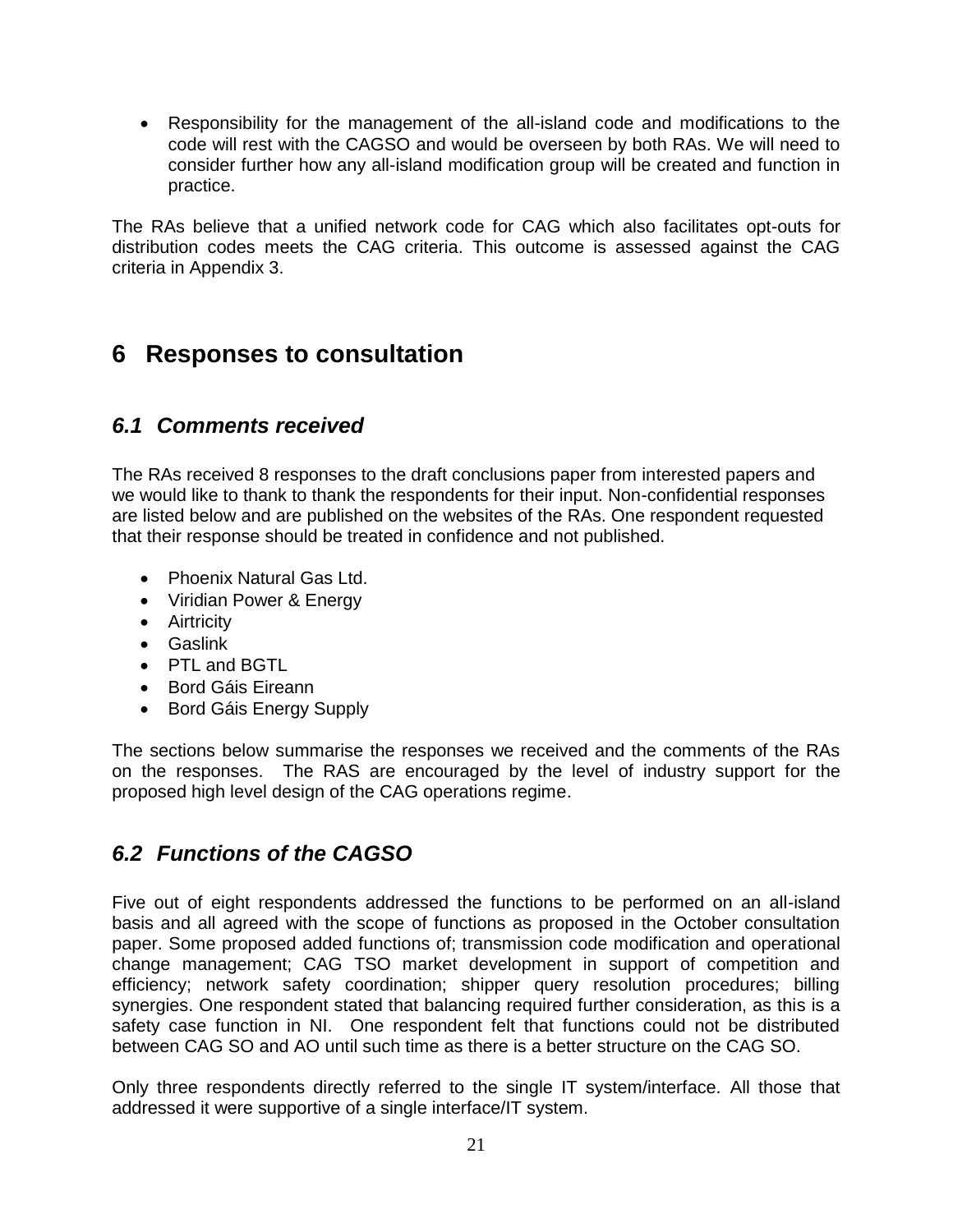- Responsibility for the management of the all-island code and modifications to the code will rest with the CAGSO and would be overseen by both RAs. We will need to consider further how any all-island modification group will be created and function in practice.

The RAs believe that a unified network code for CAG which also facilitates opt-outs for distribution codes meets the CAG criteria. This outcome is assessed against the CAG criteria in Appendix 3.

# 6 Responses to consultation

## *6.1 Comments received*

The RAs received 8 responses to the draft conclusions paper from interested papers and we would like to thank to thank the respondents for their input. Non-confidential responses are listed below and are published on the websites of the RAs. One respondent requested that their response should be treated in confidence and not published.

- Phoenix Natural Gas Ltd.
- Viridian Power & Energy
- Airtricity
- Gaslink
- PTL and BGTL
- Bord Gáis Eireann
- Bord Gáis Energy Supply

The sections below summarise the responses we received and the comments of the RAs on the responses. The RAS are encouraged by the level of industry support for the proposed high level design of the CAG operations regime.

## *6.2 Functions of the CAGSO*

Five out of eight respondents addressed the functions to be performed on an all-island basis and all agreed with the scope of functions as proposed in the October consultation paper. Some proposed added functions of; transmission code modification and operational change management; CAG TSO market development in support of competition and efficiency; network safety coordination; shipper query resolution procedures; billing synergies. One respondent stated that balancing required further consideration, as this is a safety case function in NI. One respondent felt that functions could not be distributed between CAG SO and AO until such time as there is a better structure on the CAG SO.

Only three respondents directly referred to the single IT system/interface. All those that addressed it were supportive of a single interface/IT system.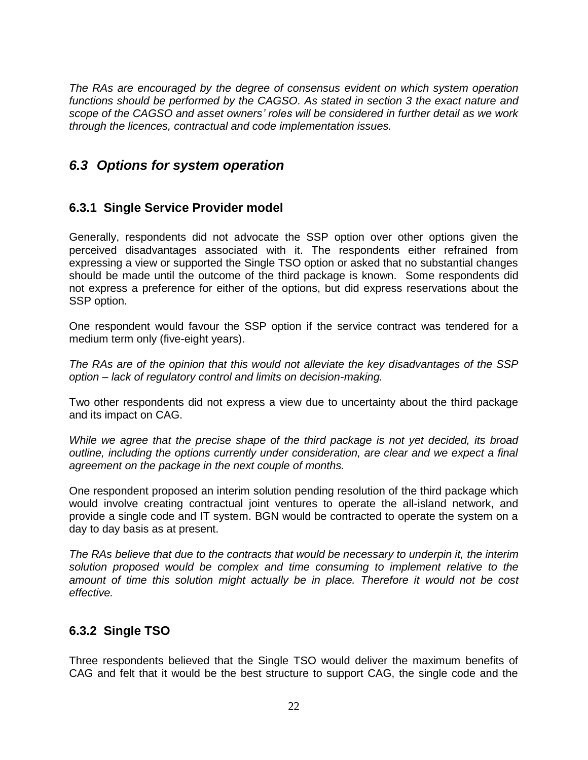*The RAs are encouraged by the degree of consensus evident on which system operation functions should be performed by the CAGSO. As stated in section 3 the exact nature and scope of the CAGSO and asset owners' roles will be considered in further detail as we work through the licences, contractual and code implementation issues.*

## *6.3 Options for system operation*

### 6.3.1 Single Service Provider model

Generally, respondents did not advocate the SSP option over other options given the perceived disadvantages associated with it. The respondents either refrained from expressing a view or supported the Single TSO option or asked that no substantial changes should be made until the outcome of the third package is known. Some respondents did not express a preference for either of the options, but did express reservations about the SSP option.

One respondent would favour the SSP option if the service contract was tendered for a medium term only (five-eight years).

*The RAs are of the opinion that this would not alleviate the key disadvantages of the SSP option – lack of regulatory control and limits on decision-making.*

Two other respondents did not express a view due to uncertainty about the third package and its impact on CAG.

*While we agree that the precise shape of the third package is not yet decided, its broad outline, including the options currently under consideration, are clear and we expect a final agreement on the package in the next couple of months.*

One respondent proposed an interim solution pending resolution of the third package which would involve creating contractual joint ventures to operate the all-island network, and provide a single code and IT system. BGN would be contracted to operate the system on a day to day basis as at present.

*The RAs believe that due to the contracts that would be necessary to underpin it, the interim solution proposed would be complex and time consuming to implement relative to the amount of time this solution might actually be in place. Therefore it would not be cost effective.*

### 6.3.2 Single TSO

Three respondents believed that the Single TSO would deliver the maximum benefits of CAG and felt that it would be the best structure to support CAG, the single code and the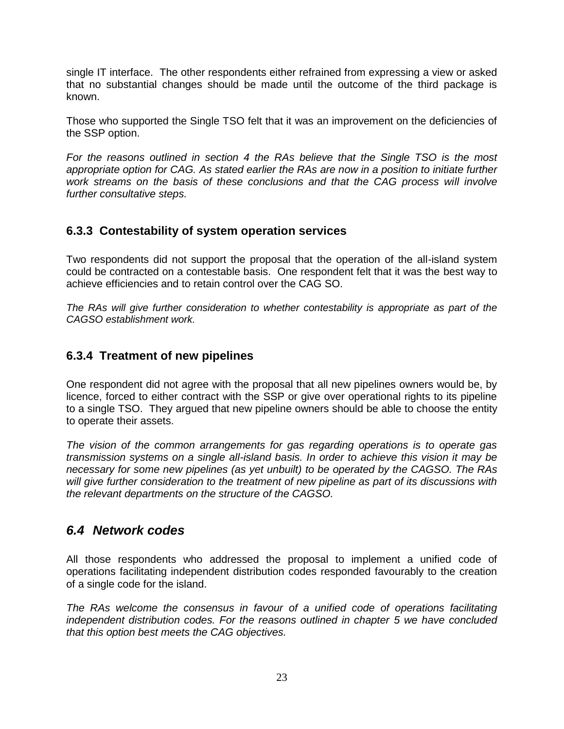single IT interface. The other respondents either refrained from expressing a view or asked that no substantial changes should be made until the outcome of the third package is known.

Those who supported the Single TSO felt that it was an improvement on the deficiencies of the SSP option.

*For the reasons outlined in section 4 the RAs believe that the Single TSO is the most appropriate option for CAG. As stated earlier the RAs are now in a position to initiate further work streams on the basis of these conclusions and that the CAG process will involve further consultative steps.*

### 6.3.3 Contestability of system operation services

Two respondents did not support the proposal that the operation of the all-island system could be contracted on a contestable basis. One respondent felt that it was the best way to achieve efficiencies and to retain control over the CAG SO.

*The RAs will give further consideration to whether contestability is appropriate as part of the CAGSO establishment work.*

### 6.3.4 Treatment of new pipelines

One respondent did not agree with the proposal that all new pipelines owners would be, by licence, forced to either contract with the SSP or give over operational rights to its pipeline to a single TSO. They argued that new pipeline owners should be able to choose the entity to operate their assets.

*The vision of the common arrangements for gas regarding operations is to operate gas transmission systems on a single all-island basis. In order to achieve this vision it may be necessary for some new pipelines (as yet unbuilt) to be operated by the CAGSO. The RAs will give further consideration to the treatment of new pipeline as part of its discussions with the relevant departments on the structure of the CAGSO.*

## *6.4 Network codes*

All those respondents who addressed the proposal to implement a unified code of operations facilitating independent distribution codes responded favourably to the creation of a single code for the island.

*The RAs welcome the consensus in favour of a unified code of operations facilitating independent distribution codes. For the reasons outlined in chapter 5 we have concluded that this option best meets the CAG objectives.*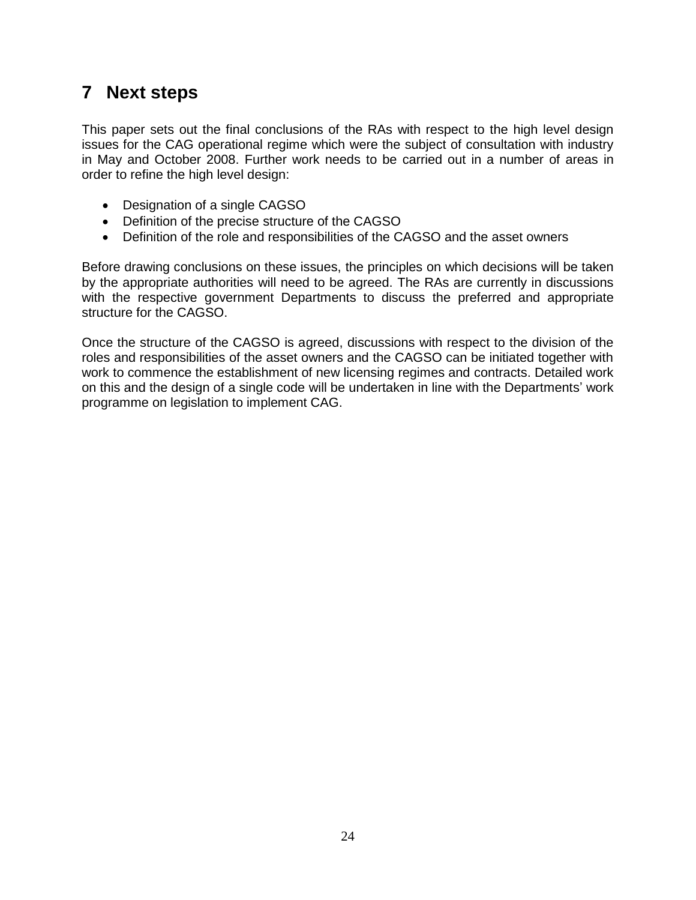# 7 Next steps

This paper sets out the final conclusions of the RAs with respect to the high level design issues for the CAG operational regime which were the subject of consultation with industry in May and October 2008. Further work needs to be carried out in a number of areas in order to refine the high level design:

- Designation of a single CAGSO
- Definition of the precise structure of the CAGSO
- Definition of the role and responsibilities of the CAGSO and the asset owners

Before drawing conclusions on these issues, the principles on which decisions will be taken by the appropriate authorities will need to be agreed. The RAs are currently in discussions with the respective government Departments to discuss the preferred and appropriate structure for the CAGSO.

Once the structure of the CAGSO is agreed, discussions with respect to the division of the roles and responsibilities of the asset owners and the CAGSO can be initiated together with work to commence the establishment of new licensing regimes and contracts. Detailed work on this and the design of a single code will be undertaken in line with the Departments' work programme on legislation to implement CAG.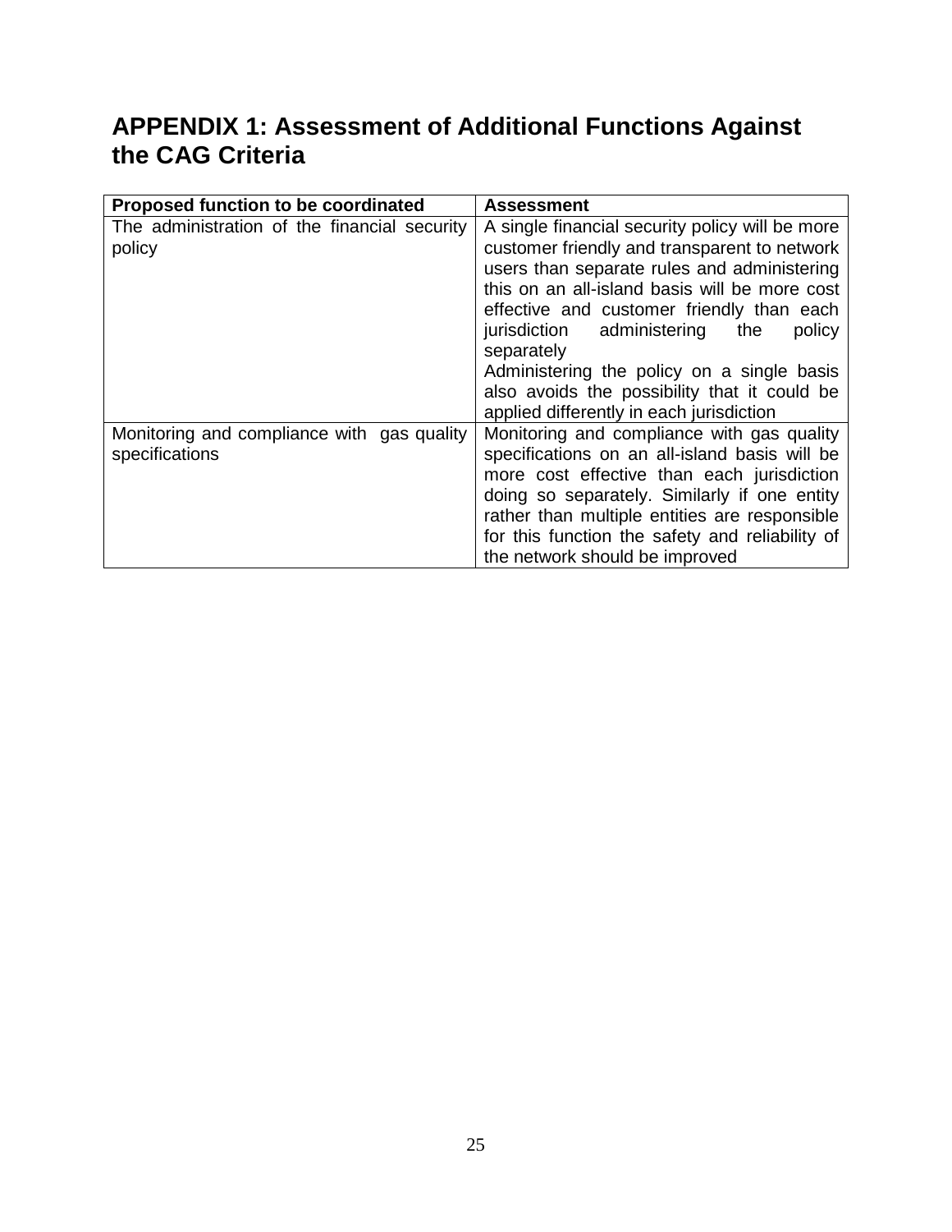# APPENDIX 1: Assessment of Additional Functions Against the CAG Criteria

| Proposed function to be coordinated | Assessment |
|---|---|
| The administration of the financial security policy | A single financial security policy will be more customer friendly and transparent to network users than separate rules and administering this on an all-island basis will be more cost effective and customer friendly than each jurisdiction administering the policy separately<br>Administering the policy on a single basis also avoids the possibility that it could be applied differently in each jurisdiction |
| Monitoring and compliance with gas quality specifications | Monitoring and compliance with gas quality specifications on an all-island basis will be more cost effective than each jurisdiction doing so separately. Similarly if one entity rather than multiple entities are responsible for this function the safety and reliability of the network should be improved |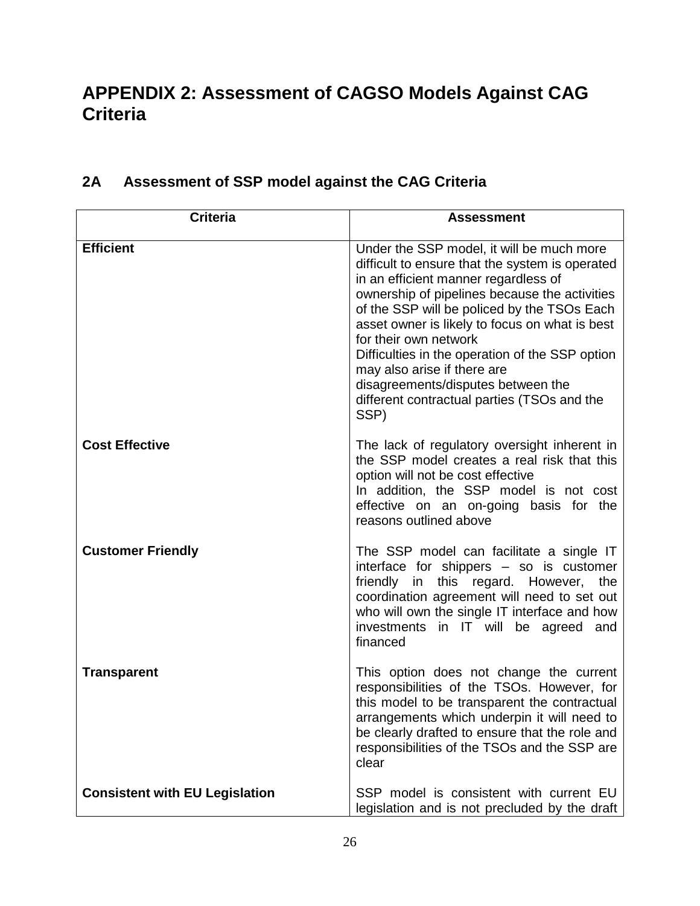# APPENDIX 2: Assessment of CAGSO Models Against CAG Criteria

## 2A Assessment of SSP model against the CAG Criteria

| Criteria | Assessment |
|---|---|
| **Efficient** | Under the SSP model, it will be much more difficult to ensure that the system is operated in an efficient manner regardless of ownership of pipelines because the activities of the SSP will be policed by the TSOs Each asset owner is likely to focus on what is best for their own network<br>Difficulties in the operation of the SSP option may also arise if there are disagreements/disputes between the different contractual parties (TSOs and the SSP) |
| **Cost Effective** | The lack of regulatory oversight inherent in the SSP model creates a real risk that this option will not be cost effective<br>In addition, the SSP model is not cost effective on an on-going basis for the reasons outlined above |
| **Customer Friendly** | The SSP model can facilitate a single IT interface for shippers – so is customer friendly in this regard. However, the coordination agreement will need to set out who will own the single IT interface and how investments in IT will be agreed and financed |
| **Transparent** | This option does not change the current responsibilities of the TSOs. However, for this model to be transparent the contractual arrangements which underpin it will need to be clearly drafted to ensure that the role and responsibilities of the TSOs and the SSP are clear |
| **Consistent with EU Legislation** | SSP model is consistent with current EU legislation and is not precluded by the draft |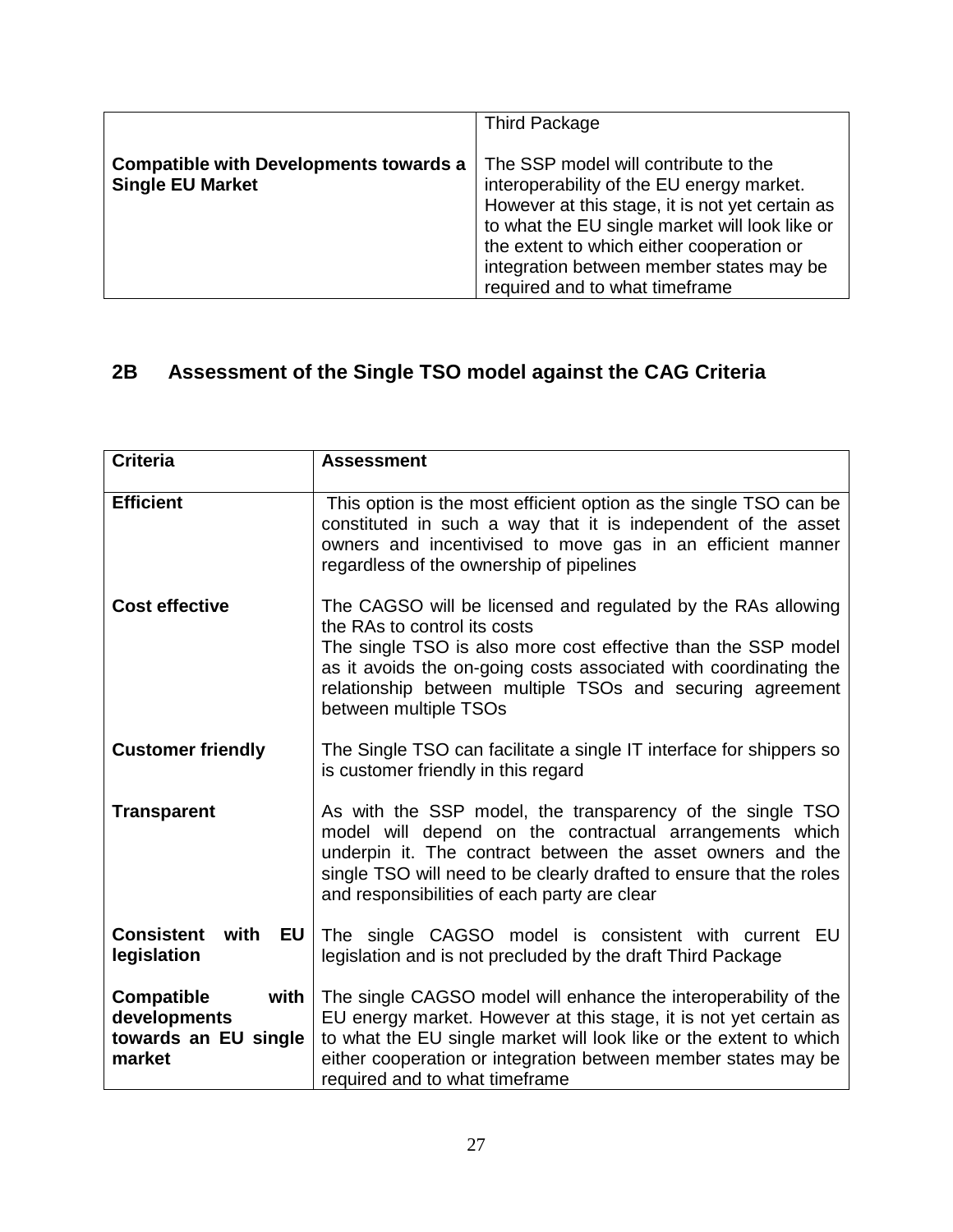| | Third Package |
|---|---|
| **Compatible with Developments towards a Single EU Market** | The SSP model will contribute to the interoperability of the EU energy market. However at this stage, it is not yet certain as to what the EU single market will look like or the extent to which either cooperation or integration between member states may be required and to what timeframe |

## 2B Assessment of the Single TSO model against the CAG Criteria

| Criteria | Assessment |
|---|---|
| **Efficient** | This option is the most efficient option as the single TSO can be constituted in such a way that it is independent of the asset owners and incentivised to move gas in an efficient manner regardless of the ownership of pipelines |
| **Cost effective** | The CAGSO will be licensed and regulated by the RAs allowing the RAs to control its costs<br>The single TSO is also more cost effective than the SSP model as it avoids the on-going costs associated with coordinating the relationship between multiple TSOs and securing agreement between multiple TSOs |
| **Customer friendly** | The Single TSO can facilitate a single IT interface for shippers so is customer friendly in this regard |
| **Transparent** | As with the SSP model, the transparency of the single TSO model will depend on the contractual arrangements which underpin it. The contract between the asset owners and the single TSO will need to be clearly drafted to ensure that the roles and responsibilities of each party are clear |
| **Consistent with EU legislation** | The single CAGSO model is consistent with current EU legislation and is not precluded by the draft Third Package |
| **Compatible with developments towards an EU single market** | The single CAGSO model will enhance the interoperability of the EU energy market. However at this stage, it is not yet certain as to what the EU single market will look like or the extent to which either cooperation or integration between member states may be required and to what timeframe |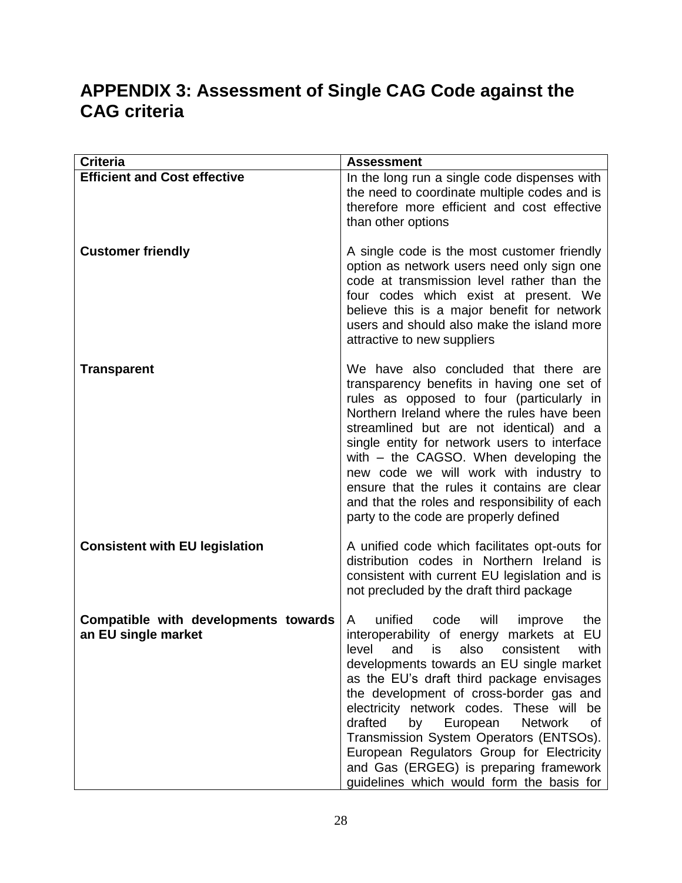## APPENDIX 3: Assessment of Single CAG Code against the CAG criteria

| Criteria | Assessment |
|---|---|
| **Efficient and Cost effective** | In the long run a single code dispenses with the need to coordinate multiple codes and is therefore more efficient and cost effective than other options |
| **Customer friendly** | A single code is the most customer friendly option as network users need only sign one code at transmission level rather than the four codes which exist at present. We believe this is a major benefit for network users and should also make the island more attractive to new suppliers |
| **Transparent** | We have also concluded that there are transparency benefits in having one set of rules as opposed to four (particularly in Northern Ireland where the rules have been streamlined but are not identical) and a single entity for network users to interface with – the CAGSO. When developing the new code we will work with industry to ensure that the rules it contains are clear and that the roles and responsibility of each party to the code are properly defined |
| **Consistent with EU legislation** | A unified code which facilitates opt-outs for distribution codes in Northern Ireland is consistent with current EU legislation and is not precluded by the draft third package |
| **Compatible with developments towards an EU single market** | A unified code will improve the interoperability of energy markets at EU level and is also consistent with developments towards an EU single market as the EU's draft third package envisages the development of cross-border gas and electricity network codes. These will be drafted by European Network of Transmission System Operators (ENTSOs). European Regulators Group for Electricity and Gas (ERGEG) is preparing framework guidelines which would form the basis for |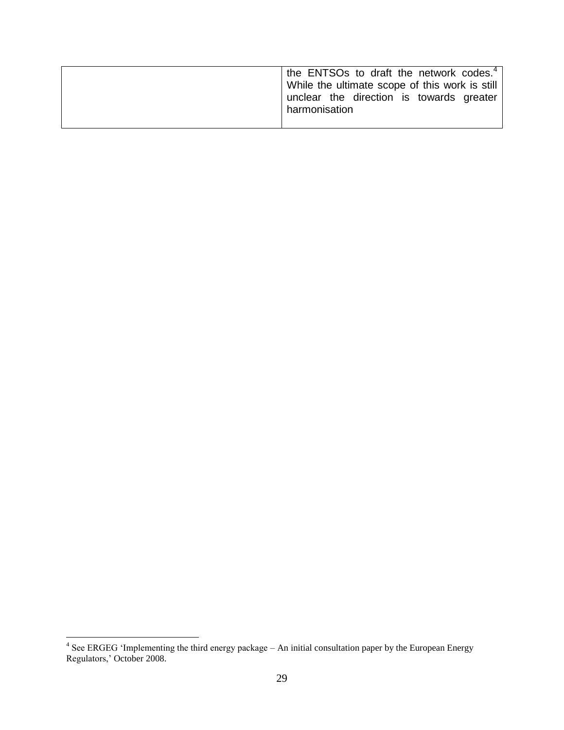| | |
|---|---|
| | the ENTSOs to draft the network codes.[4] While the ultimate scope of this work is still unclear the direction is towards greater harmonisation |

[4] See ERGEG 'Implementing the third energy package – An initial consultation paper by the European Energy Regulators,' October 2008.